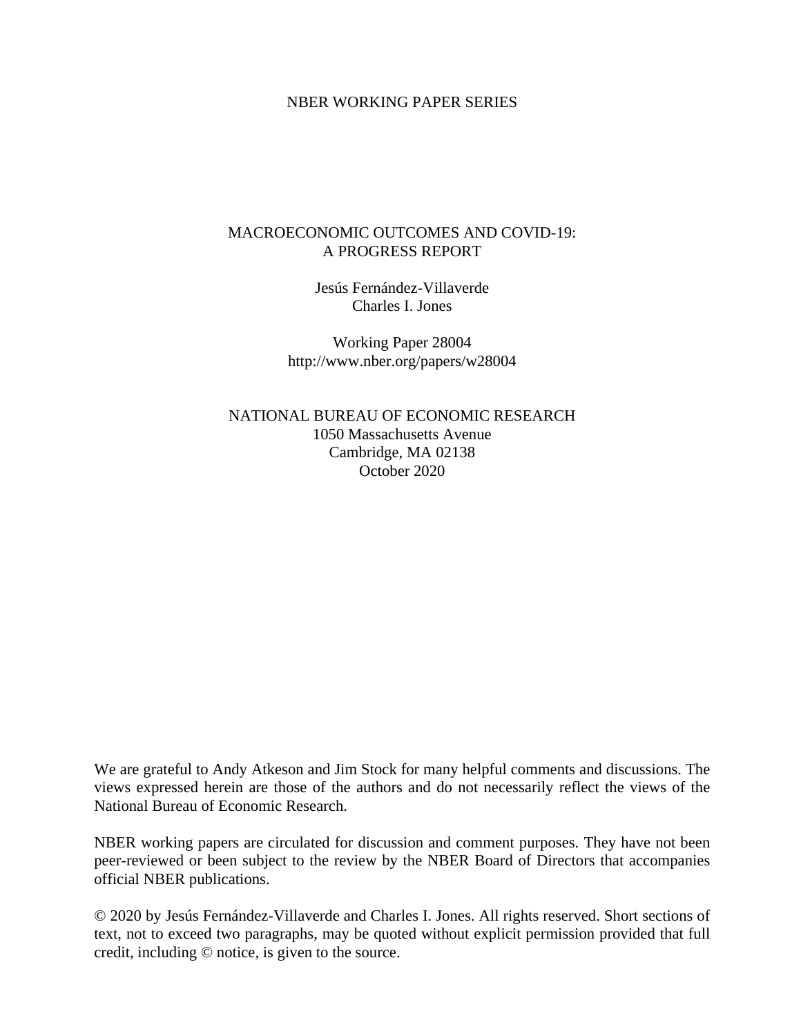NBER WORKING PAPER SERIES

# MACROECONOMIC OUTCOMES AND COVID-19: A PROGRESS REPORT

Jesús Fernández-Villaverde
Charles I. Jones

Working Paper 28004
http://www.nber.org/papers/w28004

NATIONAL BUREAU OF ECONOMIC RESEARCH
1050 Massachusetts Avenue
Cambridge, MA 02138
October 2020

We are grateful to Andy Atkeson and Jim Stock for many helpful comments and discussions. The views expressed herein are those of the authors and do not necessarily reflect the views of the National Bureau of Economic Research.

NBER working papers are circulated for discussion and comment purposes. They have not been peer-reviewed or been subject to the review by the NBER Board of Directors that accompanies official NBER publications.

© 2020 by Jesús Fernández-Villaverde and Charles I. Jones. All rights reserved. Short sections of text, not to exceed two paragraphs, may be quoted without explicit permission provided that full credit, including © notice, is given to the source.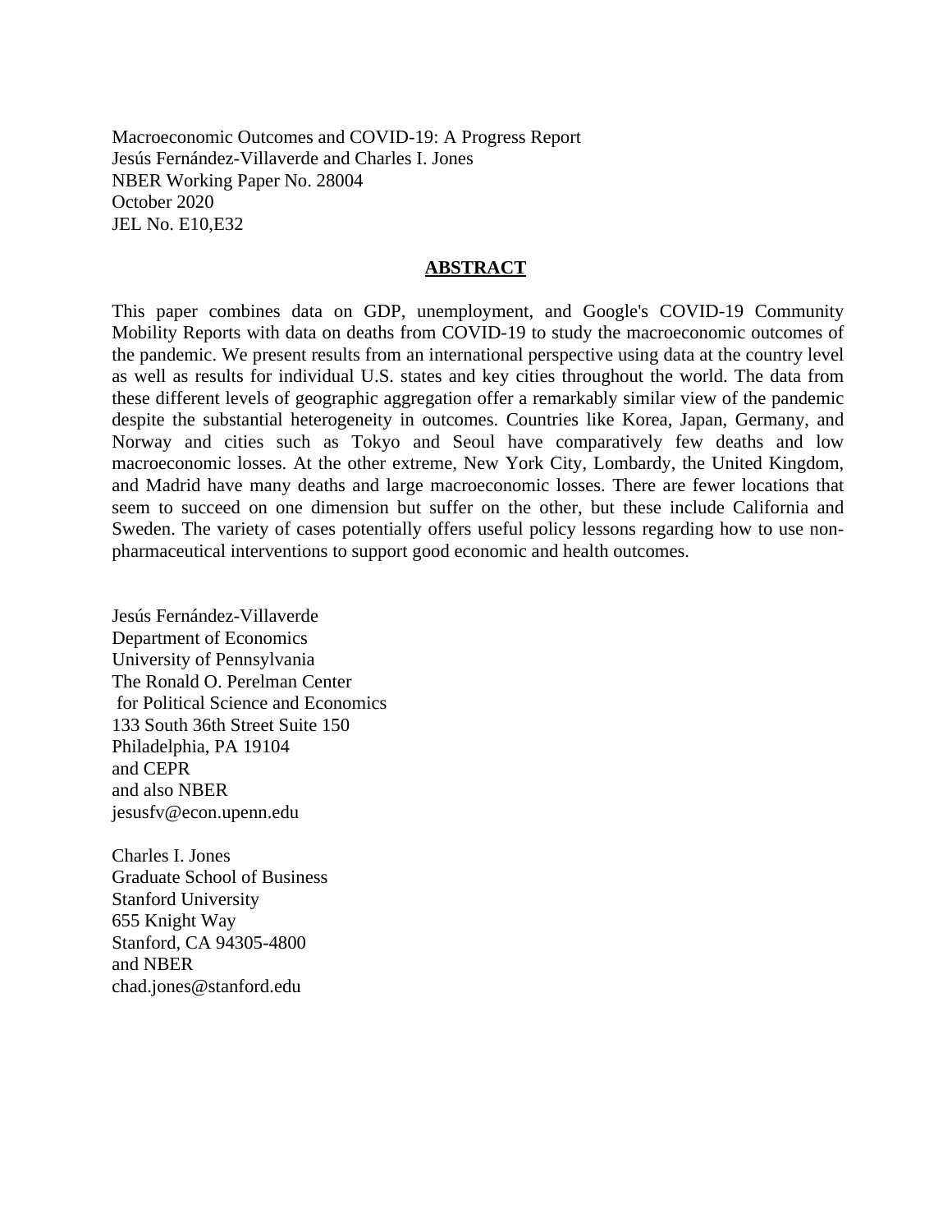Macroeconomic Outcomes and COVID-19: A Progress Report
Jesús Fernández-Villaverde and Charles I. Jones
NBER Working Paper No. 28004
October 2020
JEL No. E10,E32

## ABSTRACT

This paper combines data on GDP, unemployment, and Google's COVID-19 Community Mobility Reports with data on deaths from COVID-19 to study the macroeconomic outcomes of the pandemic. We present results from an international perspective using data at the country level as well as results for individual U.S. states and key cities throughout the world. The data from these different levels of geographic aggregation offer a remarkably similar view of the pandemic despite the substantial heterogeneity in outcomes. Countries like Korea, Japan, Germany, and Norway and cities such as Tokyo and Seoul have comparatively few deaths and low macroeconomic losses. At the other extreme, New York City, Lombardy, the United Kingdom, and Madrid have many deaths and large macroeconomic losses. There are fewer locations that seem to succeed on one dimension but suffer on the other, but these include California and Sweden. The variety of cases potentially offers useful policy lessons regarding how to use non-pharmaceutical interventions to support good economic and health outcomes.

Jesús Fernández-Villaverde
Department of Economics
University of Pennsylvania
The Ronald O. Perelman Center
for Political Science and Economics
133 South 36th Street Suite 150
Philadelphia, PA 19104
and CEPR
and also NBER
jesusfv@econ.upenn.edu

Charles I. Jones
Graduate School of Business
Stanford University
655 Knight Way
Stanford, CA 94305-4800
and NBER
chad.jones@stanford.edu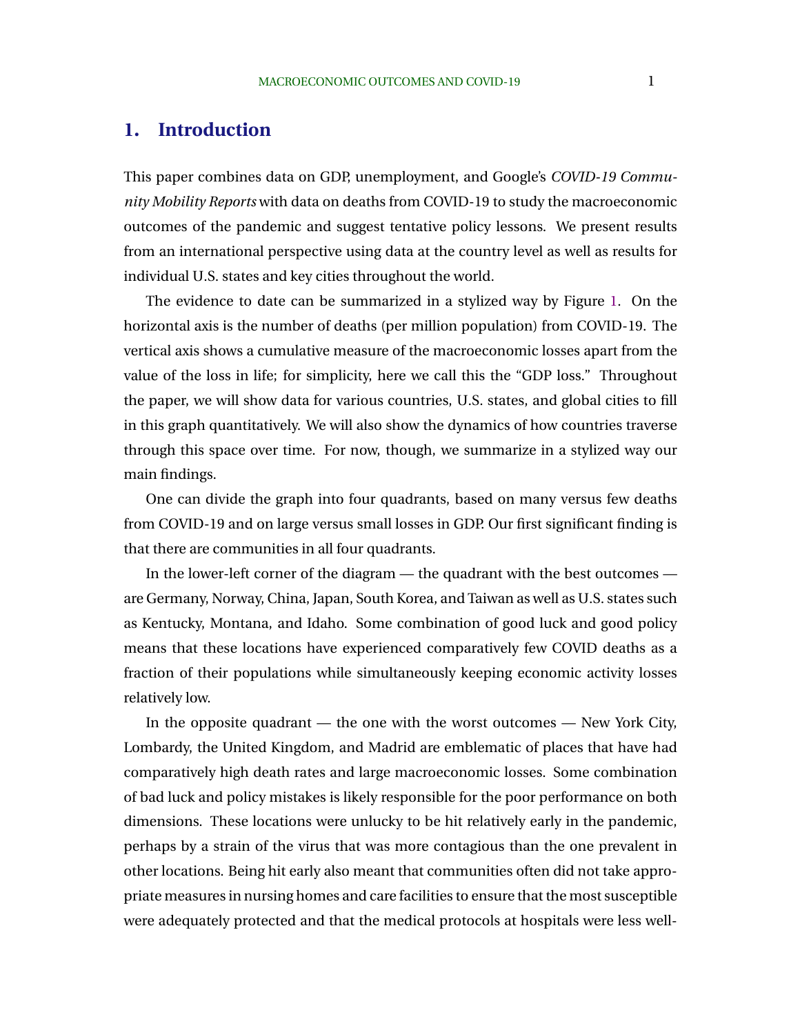# 1. Introduction

This paper combines data on GDP, unemployment, and Google's *COVID-19 Community Mobility Reports* with data on deaths from COVID-19 to study the macroeconomic outcomes of the pandemic and suggest tentative policy lessons. We present results from an international perspective using data at the country level as well as results for individual U.S. states and key cities throughout the world.

The evidence to date can be summarized in a stylized way by Figure 1. On the horizontal axis is the number of deaths (per million population) from COVID-19. The vertical axis shows a cumulative measure of the macroeconomic losses apart from the value of the loss in life; for simplicity, here we call this the "GDP loss." Throughout the paper, we will show data for various countries, U.S. states, and global cities to fill in this graph quantitatively. We will also show the dynamics of how countries traverse through this space over time. For now, though, we summarize in a stylized way our main findings.

One can divide the graph into four quadrants, based on many versus few deaths from COVID-19 and on large versus small losses in GDP. Our first significant finding is that there are communities in all four quadrants.

In the lower-left corner of the diagram — the quadrant with the best outcomes — are Germany, Norway, China, Japan, South Korea, and Taiwan as well as U.S. states such as Kentucky, Montana, and Idaho. Some combination of good luck and good policy means that these locations have experienced comparatively few COVID deaths as a fraction of their populations while simultaneously keeping economic activity losses relatively low.

In the opposite quadrant — the one with the worst outcomes — New York City, Lombardy, the United Kingdom, and Madrid are emblematic of places that have had comparatively high death rates and large macroeconomic losses. Some combination of bad luck and policy mistakes is likely responsible for the poor performance on both dimensions. These locations were unlucky to be hit relatively early in the pandemic, perhaps by a strain of the virus that was more contagious than the one prevalent in other locations. Being hit early also meant that communities often did not take appropriate measures in nursing homes and care facilities to ensure that the most susceptible were adequately protected and that the medical protocols at hospitals were less well-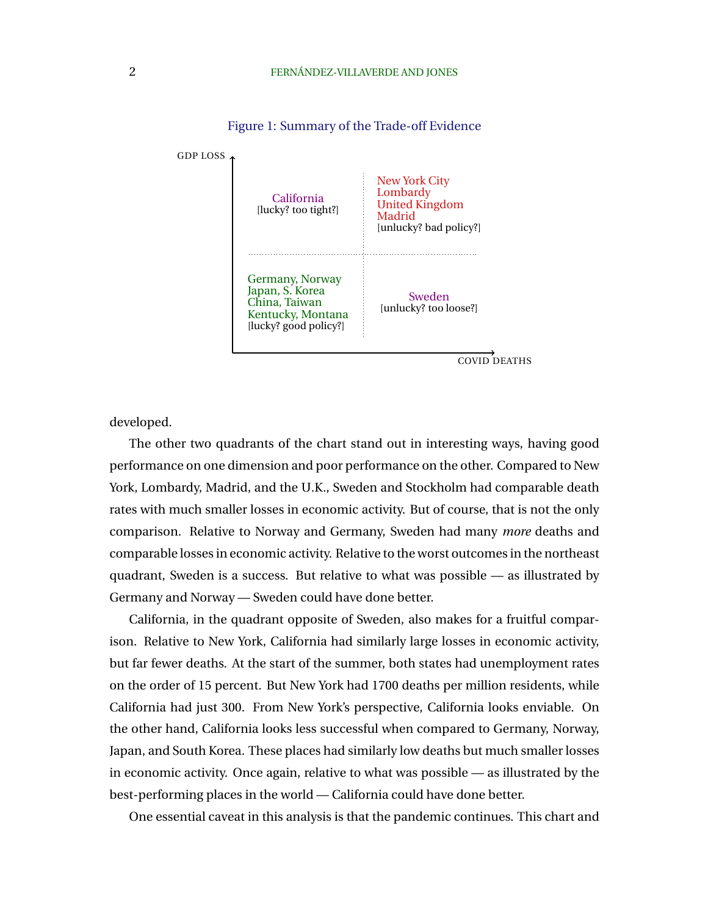Figure 1: Summary of the Trade-off Evidence

| GDP LOSS ↑ | Low COVID deaths | High COVID deaths |
|---|---|---|
| High GDP loss | California [lucky? too tight?] | New York City, Lombardy, United Kingdom, Madrid [unlucky? bad policy?] |
| Low GDP loss | Germany, Norway, Japan, S. Korea, China, Taiwan, Kentucky, Montana [lucky? good policy?] | Sweden [unlucky? too loose?] |

COVID DEATHS →

developed.

The other two quadrants of the chart stand out in interesting ways, having good performance on one dimension and poor performance on the other. Compared to New York, Lombardy, Madrid, and the U.K., Sweden and Stockholm had comparable death rates with much smaller losses in economic activity. But of course, that is not the only comparison. Relative to Norway and Germany, Sweden had many *more* deaths and comparable losses in economic activity. Relative to the worst outcomes in the northeast quadrant, Sweden is a success. But relative to what was possible — as illustrated by Germany and Norway — Sweden could have done better.

California, in the quadrant opposite of Sweden, also makes for a fruitful comparison. Relative to New York, California had similarly large losses in economic activity, but far fewer deaths. At the start of the summer, both states had unemployment rates on the order of 15 percent. But New York had 1700 deaths per million residents, while California had just 300. From New York's perspective, California looks enviable. On the other hand, California looks less successful when compared to Germany, Norway, Japan, and South Korea. These places had similarly low deaths but much smaller losses in economic activity. Once again, relative to what was possible — as illustrated by the best-performing places in the world — California could have done better.

One essential caveat in this analysis is that the pandemic continues. This chart and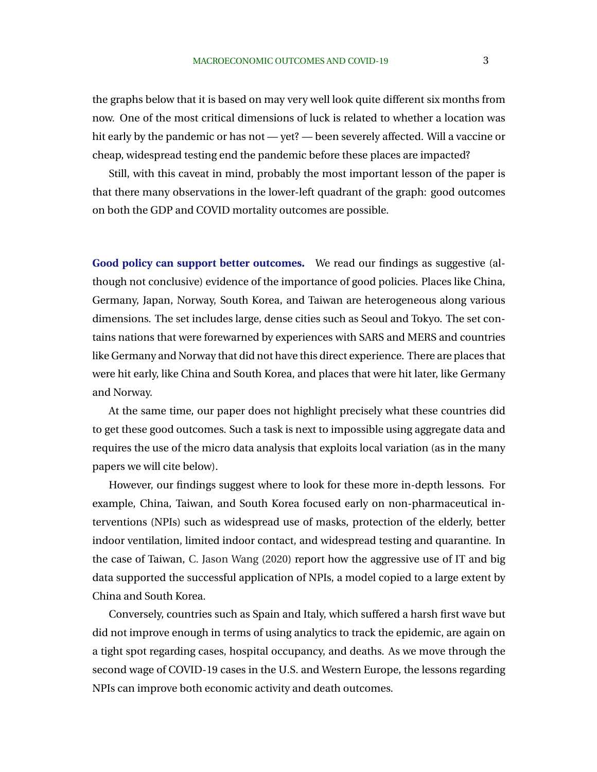the graphs below that it is based on may very well look quite different six months from now. One of the most critical dimensions of luck is related to whether a location was hit early by the pandemic or has not — yet? — been severely affected. Will a vaccine or cheap, widespread testing end the pandemic before these places are impacted?

Still, with this caveat in mind, probably the most important lesson of the paper is that there many observations in the lower-left quadrant of the graph: good outcomes on both the GDP and COVID mortality outcomes are possible.

**Good policy can support better outcomes.** We read our findings as suggestive (although not conclusive) evidence of the importance of good policies. Places like China, Germany, Japan, Norway, South Korea, and Taiwan are heterogeneous along various dimensions. The set includes large, dense cities such as Seoul and Tokyo. The set contains nations that were forewarned by experiences with SARS and MERS and countries like Germany and Norway that did not have this direct experience. There are places that were hit early, like China and South Korea, and places that were hit later, like Germany and Norway.

At the same time, our paper does not highlight precisely what these countries did to get these good outcomes. Such a task is next to impossible using aggregate data and requires the use of the micro data analysis that exploits local variation (as in the many papers we will cite below).

However, our findings suggest where to look for these more in-depth lessons. For example, China, Taiwan, and South Korea focused early on non-pharmaceutical interventions (NPIs) such as widespread use of masks, protection of the elderly, better indoor ventilation, limited indoor contact, and widespread testing and quarantine. In the case of Taiwan, C. Jason Wang (2020) report how the aggressive use of IT and big data supported the successful application of NPIs, a model copied to a large extent by China and South Korea.

Conversely, countries such as Spain and Italy, which suffered a harsh first wave but did not improve enough in terms of using analytics to track the epidemic, are again on a tight spot regarding cases, hospital occupancy, and deaths. As we move through the second wage of COVID-19 cases in the U.S. and Western Europe, the lessons regarding NPIs can improve both economic activity and death outcomes.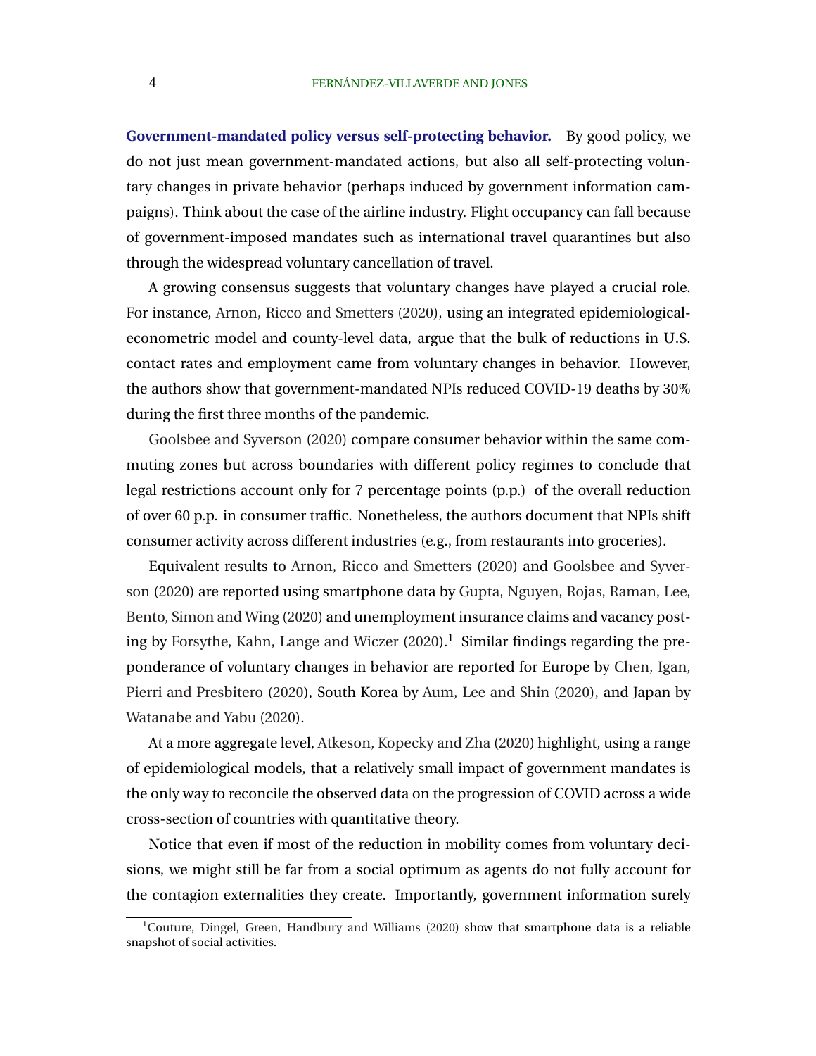**Government-mandated policy versus self-protecting behavior.** By good policy, we do not just mean government-mandated actions, but also all self-protecting voluntary changes in private behavior (perhaps induced by government information campaigns). Think about the case of the airline industry. Flight occupancy can fall because of government-imposed mandates such as international travel quarantines but also through the widespread voluntary cancellation of travel.

A growing consensus suggests that voluntary changes have played a crucial role. For instance, Arnon, Ricco and Smetters (2020), using an integrated epidemiological-econometric model and county-level data, argue that the bulk of reductions in U.S. contact rates and employment came from voluntary changes in behavior. However, the authors show that government-mandated NPIs reduced COVID-19 deaths by 30% during the first three months of the pandemic.

Goolsbee and Syverson (2020) compare consumer behavior within the same commuting zones but across boundaries with different policy regimes to conclude that legal restrictions account only for 7 percentage points (p.p.) of the overall reduction of over 60 p.p. in consumer traffic. Nonetheless, the authors document that NPIs shift consumer activity across different industries (e.g., from restaurants into groceries).

Equivalent results to Arnon, Ricco and Smetters (2020) and Goolsbee and Syverson (2020) are reported using smartphone data by Gupta, Nguyen, Rojas, Raman, Lee, Bento, Simon and Wing (2020) and unemployment insurance claims and vacancy posting by Forsythe, Kahn, Lange and Wiczer (2020).[1] Similar findings regarding the preponderance of voluntary changes in behavior are reported for Europe by Chen, Igan, Pierri and Presbitero (2020), South Korea by Aum, Lee and Shin (2020), and Japan by Watanabe and Yabu (2020).

At a more aggregate level, Atkeson, Kopecky and Zha (2020) highlight, using a range of epidemiological models, that a relatively small impact of government mandates is the only way to reconcile the observed data on the progression of COVID across a wide cross-section of countries with quantitative theory.

Notice that even if most of the reduction in mobility comes from voluntary decisions, we might still be far from a social optimum as agents do not fully account for the contagion externalities they create. Importantly, government information surely

[1] Couture, Dingel, Green, Handbury and Williams (2020) show that smartphone data is a reliable snapshot of social activities.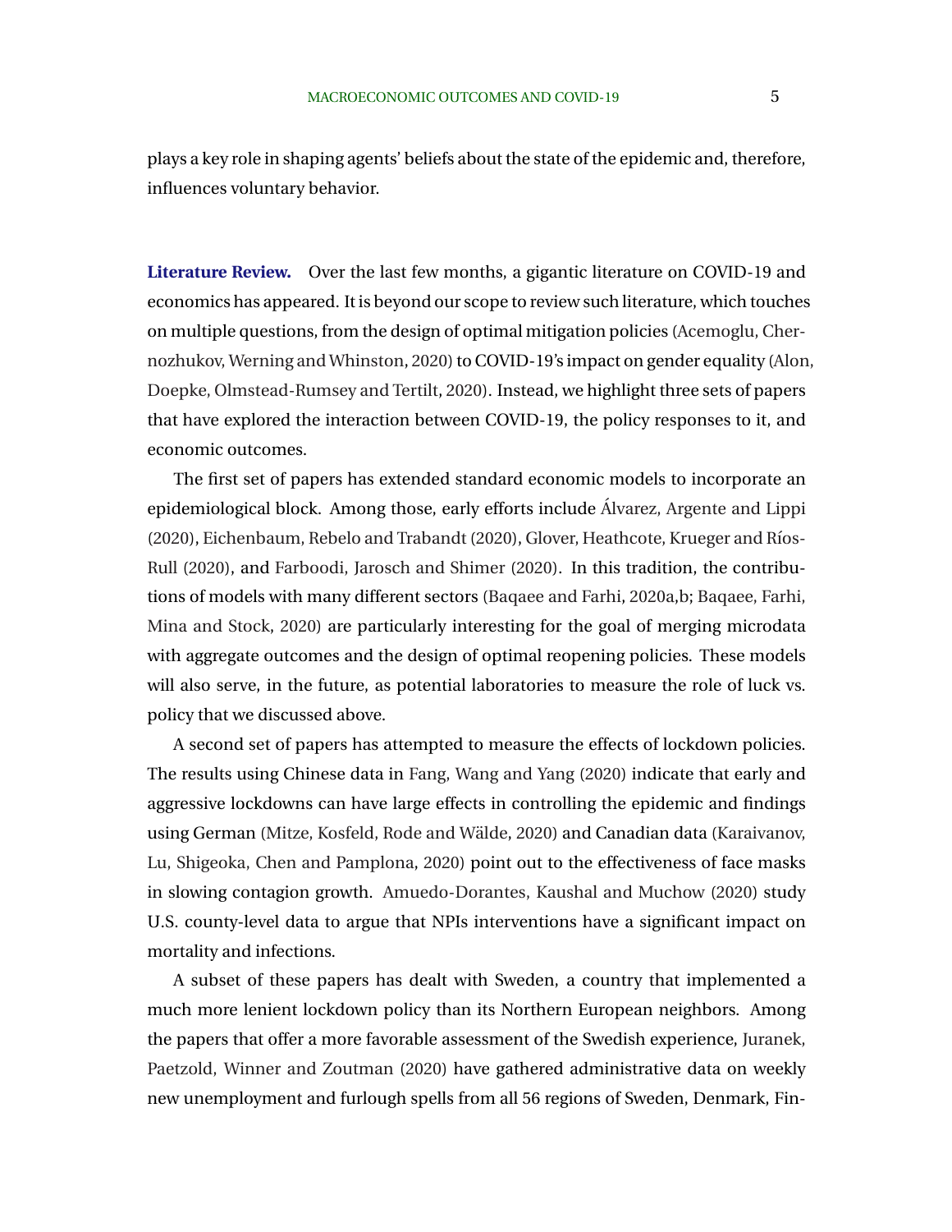plays a key role in shaping agents' beliefs about the state of the epidemic and, therefore, influences voluntary behavior.

**Literature Review.** Over the last few months, a gigantic literature on COVID-19 and economics has appeared. It is beyond our scope to review such literature, which touches on multiple questions, from the design of optimal mitigation policies (Acemoglu, Chernozhukov, Werning and Whinston, 2020) to COVID-19's impact on gender equality (Alon, Doepke, Olmstead-Rumsey and Tertilt, 2020). Instead, we highlight three sets of papers that have explored the interaction between COVID-19, the policy responses to it, and economic outcomes.

The first set of papers has extended standard economic models to incorporate an epidemiological block. Among those, early efforts include Álvarez, Argente and Lippi (2020), Eichenbaum, Rebelo and Trabandt (2020), Glover, Heathcote, Krueger and Ríos-Rull (2020), and Farboodi, Jarosch and Shimer (2020). In this tradition, the contributions of models with many different sectors (Baqaee and Farhi, 2020a,b; Baqaee, Farhi, Mina and Stock, 2020) are particularly interesting for the goal of merging microdata with aggregate outcomes and the design of optimal reopening policies. These models will also serve, in the future, as potential laboratories to measure the role of luck vs. policy that we discussed above.

A second set of papers has attempted to measure the effects of lockdown policies. The results using Chinese data in Fang, Wang and Yang (2020) indicate that early and aggressive lockdowns can have large effects in controlling the epidemic and findings using German (Mitze, Kosfeld, Rode and Wälde, 2020) and Canadian data (Karaivanov, Lu, Shigeoka, Chen and Pamplona, 2020) point out to the effectiveness of face masks in slowing contagion growth. Amuedo-Dorantes, Kaushal and Muchow (2020) study U.S. county-level data to argue that NPIs interventions have a significant impact on mortality and infections.

A subset of these papers has dealt with Sweden, a country that implemented a much more lenient lockdown policy than its Northern European neighbors. Among the papers that offer a more favorable assessment of the Swedish experience, Juranek, Paetzold, Winner and Zoutman (2020) have gathered administrative data on weekly new unemployment and furlough spells from all 56 regions of Sweden, Denmark, Fin-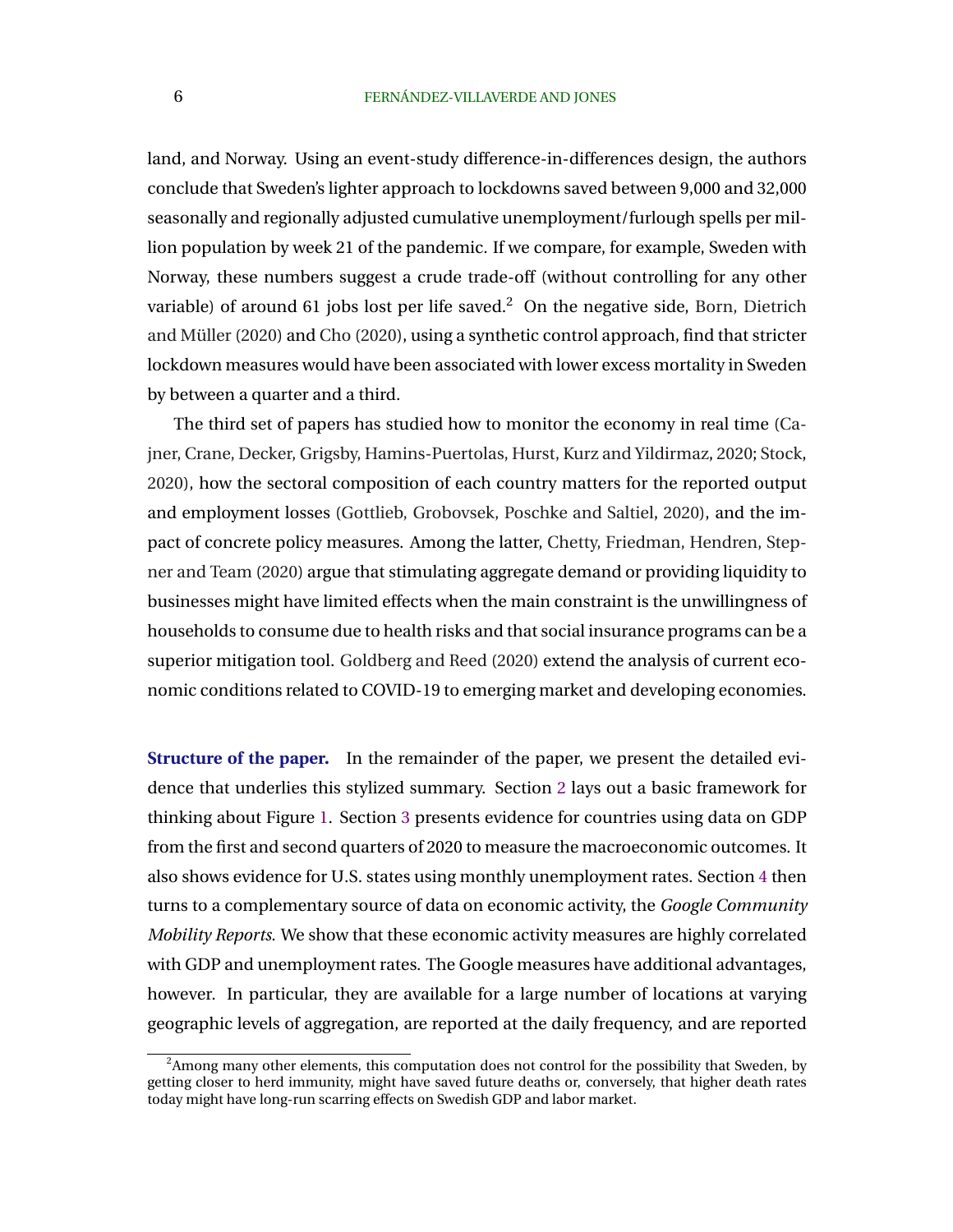land, and Norway. Using an event-study difference-in-differences design, the authors conclude that Sweden's lighter approach to lockdowns saved between 9,000 and 32,000 seasonally and regionally adjusted cumulative unemployment/furlough spells per million population by week 21 of the pandemic. If we compare, for example, Sweden with Norway, these numbers suggest a crude trade-off (without controlling for any other variable) of around 61 jobs lost per life saved.[2] On the negative side, Born, Dietrich and Müller (2020) and Cho (2020), using a synthetic control approach, find that stricter lockdown measures would have been associated with lower excess mortality in Sweden by between a quarter and a third.

The third set of papers has studied how to monitor the economy in real time (Cajner, Crane, Decker, Grigsby, Hamins-Puertolas, Hurst, Kurz and Yildirmaz, 2020; Stock, 2020), how the sectoral composition of each country matters for the reported output and employment losses (Gottlieb, Grobovsek, Poschke and Saltiel, 2020), and the impact of concrete policy measures. Among the latter, Chetty, Friedman, Hendren, Stepner and Team (2020) argue that stimulating aggregate demand or providing liquidity to businesses might have limited effects when the main constraint is the unwillingness of households to consume due to health risks and that social insurance programs can be a superior mitigation tool. Goldberg and Reed (2020) extend the analysis of current economic conditions related to COVID-19 to emerging market and developing economies.

**Structure of the paper.** In the remainder of the paper, we present the detailed evidence that underlies this stylized summary. Section 2 lays out a basic framework for thinking about Figure 1. Section 3 presents evidence for countries using data on GDP from the first and second quarters of 2020 to measure the macroeconomic outcomes. It also shows evidence for U.S. states using monthly unemployment rates. Section 4 then turns to a complementary source of data on economic activity, the *Google Community Mobility Reports*. We show that these economic activity measures are highly correlated with GDP and unemployment rates. The Google measures have additional advantages, however. In particular, they are available for a large number of locations at varying geographic levels of aggregation, are reported at the daily frequency, and are reported

[2] Among many other elements, this computation does not control for the possibility that Sweden, by getting closer to herd immunity, might have saved future deaths or, conversely, that higher death rates today might have long-run scarring effects on Swedish GDP and labor market.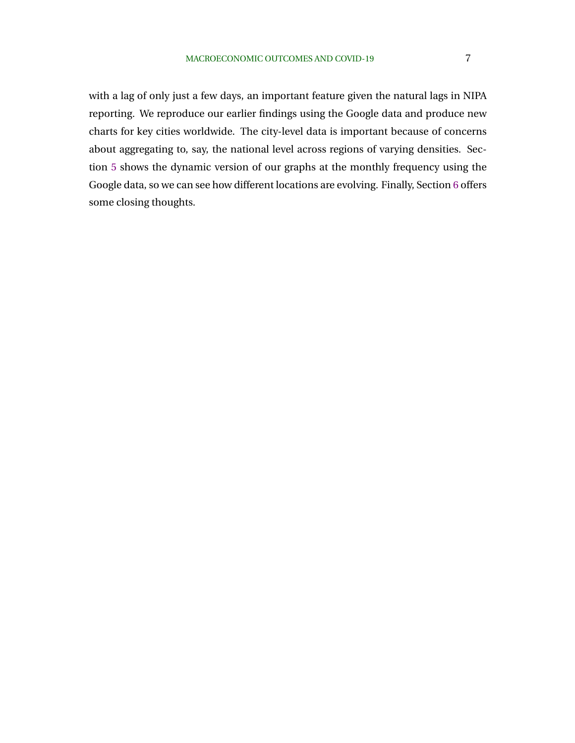with a lag of only just a few days, an important feature given the natural lags in NIPA reporting. We reproduce our earlier findings using the Google data and produce new charts for key cities worldwide. The city-level data is important because of concerns about aggregating to, say, the national level across regions of varying densities. Section 5 shows the dynamic version of our graphs at the monthly frequency using the Google data, so we can see how different locations are evolving. Finally, Section 6 offers some closing thoughts.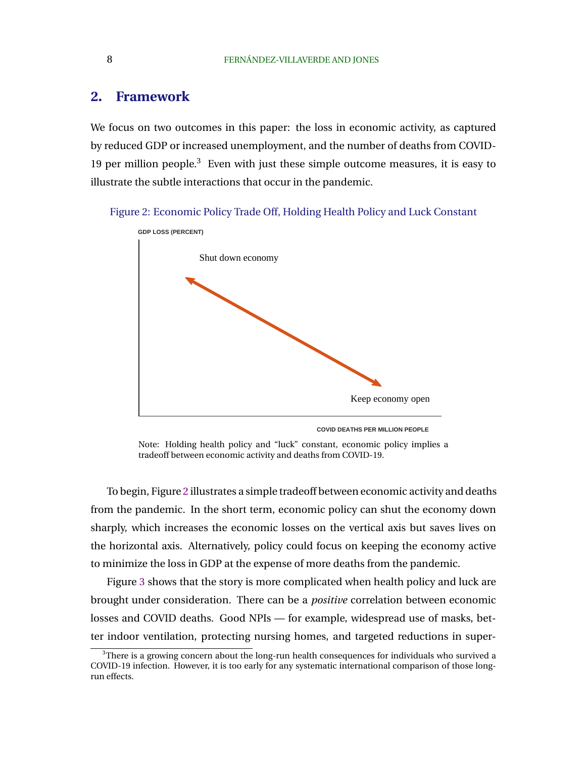## 2. Framework

We focus on two outcomes in this paper: the loss in economic activity, as captured by reduced GDP or increased unemployment, and the number of deaths from COVID-19 per million people.[3] Even with just these simple outcome measures, it is easy to illustrate the subtle interactions that occur in the pandemic.

Figure 2: Economic Policy Trade Off, Holding Health Policy and Luck Constant

GDP LOSS (PERCENT)

Shut down economy

Keep economy open

COVID DEATHS PER MILLION PEOPLE

Note: Holding health policy and "luck" constant, economic policy implies a tradeoff between economic activity and deaths from COVID-19.

To begin, Figure 2 illustrates a simple tradeoff between economic activity and deaths from the pandemic. In the short term, economic policy can shut the economy down sharply, which increases the economic losses on the vertical axis but saves lives on the horizontal axis. Alternatively, policy could focus on keeping the economy active to minimize the loss in GDP at the expense of more deaths from the pandemic.

Figure 3 shows that the story is more complicated when health policy and luck are brought under consideration. There can be a *positive* correlation between economic losses and COVID deaths. Good NPIs — for example, widespread use of masks, better indoor ventilation, protecting nursing homes, and targeted reductions in super-

[3] There is a growing concern about the long-run health consequences for individuals who survived a COVID-19 infection. However, it is too early for any systematic international comparison of those long-run effects.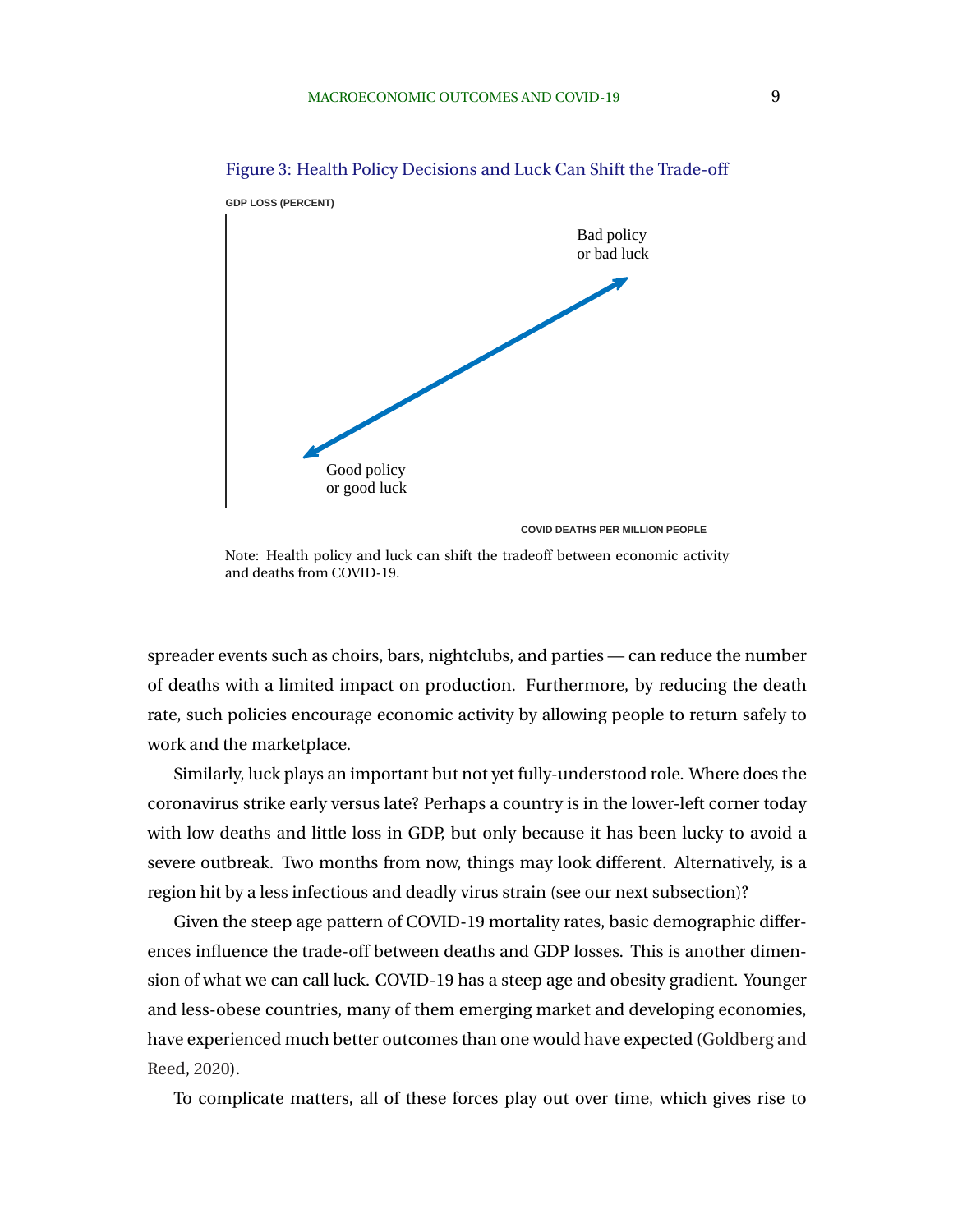Figure 3: Health Policy Decisions and Luck Can Shift the Trade-off

Note: Health policy and luck can shift the tradeoff between economic activity and deaths from COVID-19.

spreader events such as choirs, bars, nightclubs, and parties — can reduce the number of deaths with a limited impact on production. Furthermore, by reducing the death rate, such policies encourage economic activity by allowing people to return safely to work and the marketplace.

Similarly, luck plays an important but not yet fully-understood role. Where does the coronavirus strike early versus late? Perhaps a country is in the lower-left corner today with low deaths and little loss in GDP, but only because it has been lucky to avoid a severe outbreak. Two months from now, things may look different. Alternatively, is a region hit by a less infectious and deadly virus strain (see our next subsection)?

Given the steep age pattern of COVID-19 mortality rates, basic demographic differences influence the trade-off between deaths and GDP losses. This is another dimension of what we can call luck. COVID-19 has a steep age and obesity gradient. Younger and less-obese countries, many of them emerging market and developing economies, have experienced much better outcomes than one would have expected (Goldberg and Reed, 2020).

To complicate matters, all of these forces play out over time, which gives rise to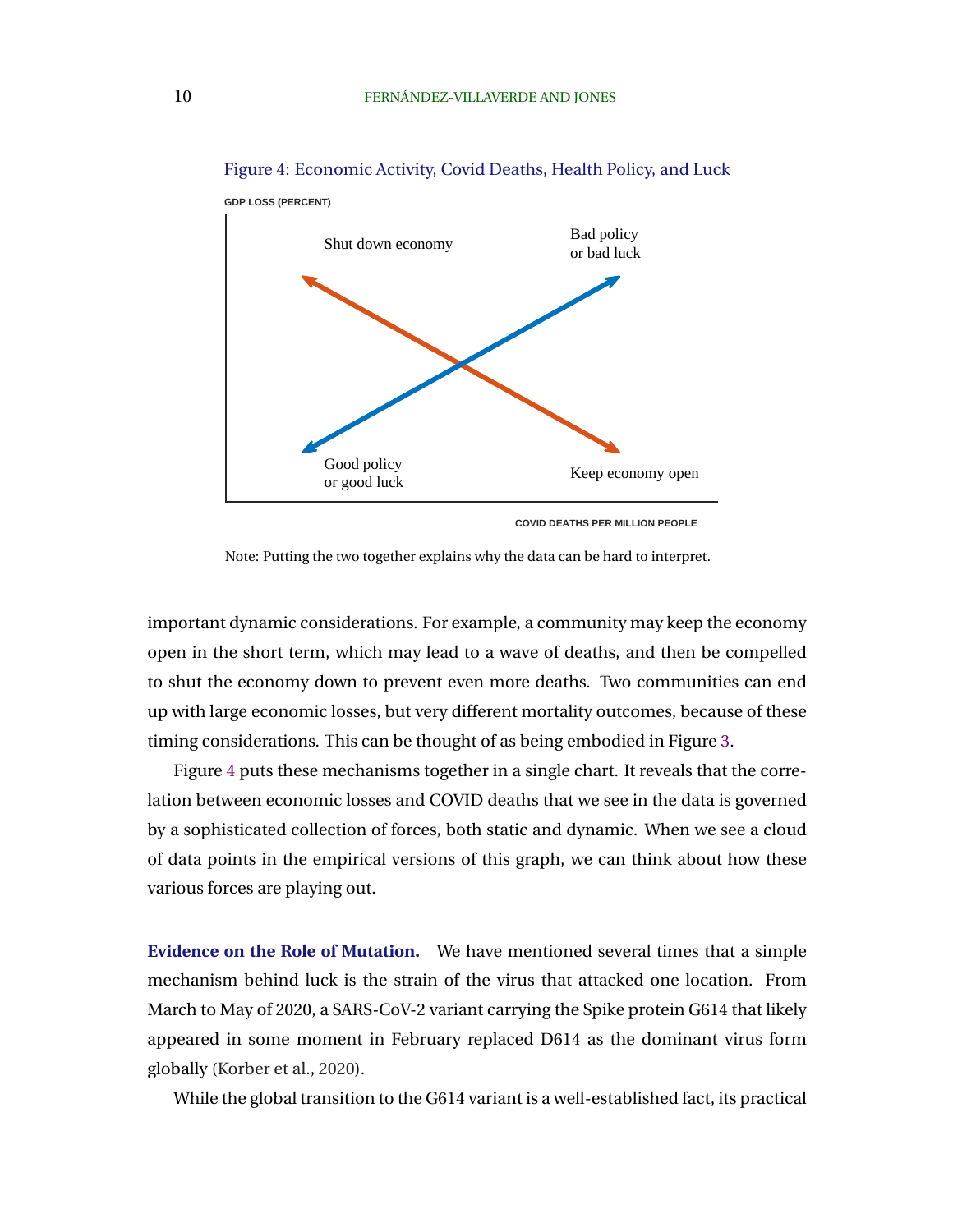Figure 4: Economic Activity, Covid Deaths, Health Policy, and Luck

GDP LOSS (PERCENT)

Shut down economy

Bad policy
or bad luck

Good policy
or good luck

Keep economy open

COVID DEATHS PER MILLION PEOPLE

Note: Putting the two together explains why the data can be hard to interpret.

important dynamic considerations. For example, a community may keep the economy open in the short term, which may lead to a wave of deaths, and then be compelled to shut the economy down to prevent even more deaths. Two communities can end up with large economic losses, but very different mortality outcomes, because of these timing considerations. This can be thought of as being embodied in Figure 3.

Figure 4 puts these mechanisms together in a single chart. It reveals that the correlation between economic losses and COVID deaths that we see in the data is governed by a sophisticated collection of forces, both static and dynamic. When we see a cloud of data points in the empirical versions of this graph, we can think about how these various forces are playing out.

**Evidence on the Role of Mutation.** We have mentioned several times that a simple mechanism behind luck is the strain of the virus that attacked one location. From March to May of 2020, a SARS-CoV-2 variant carrying the Spike protein G614 that likely appeared in some moment in February replaced D614 as the dominant virus form globally (Korber et al., 2020).

While the global transition to the G614 variant is a well-established fact, its practical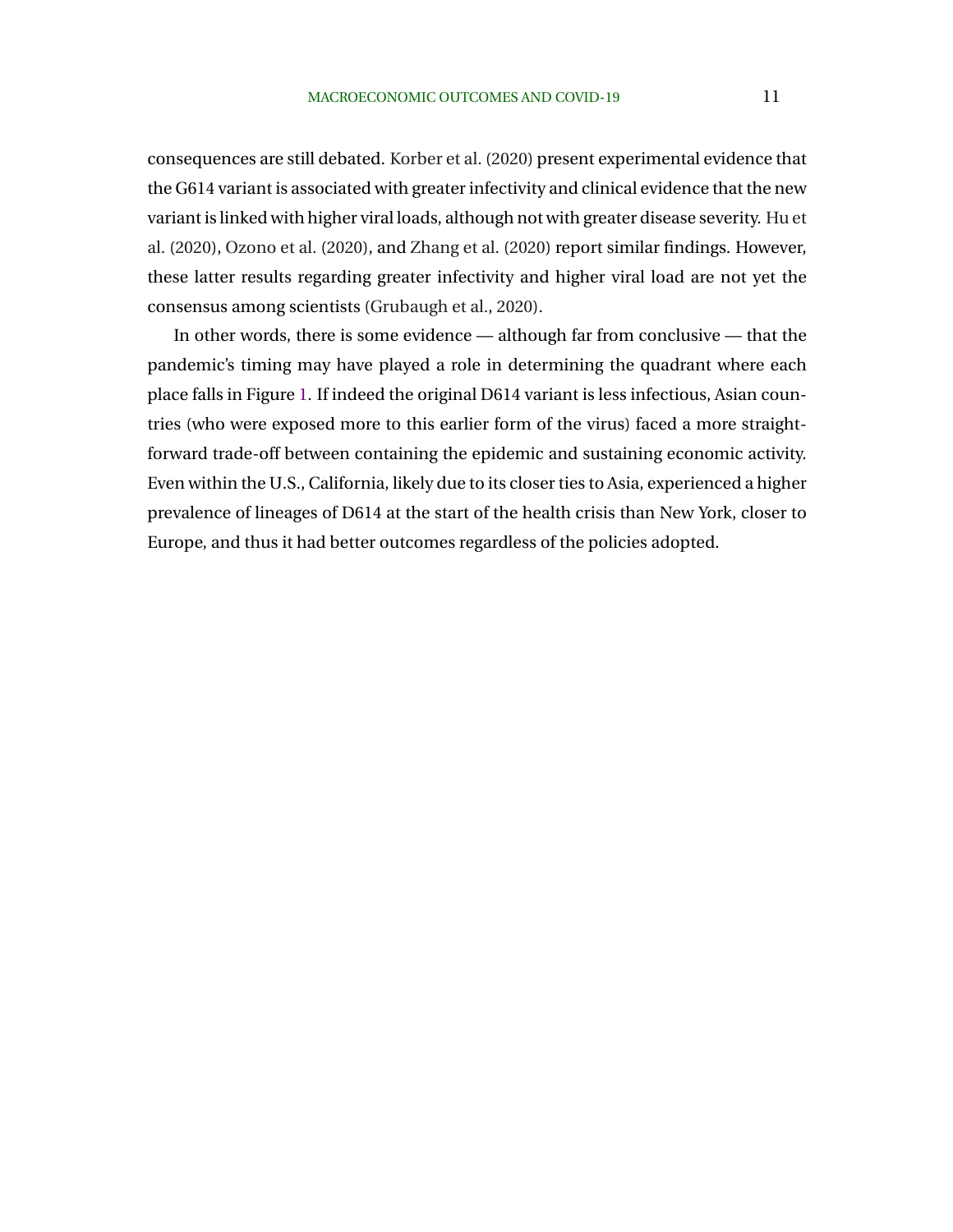consequences are still debated. Korber et al. (2020) present experimental evidence that the G614 variant is associated with greater infectivity and clinical evidence that the new variant is linked with higher viral loads, although not with greater disease severity. Hu et al. (2020), Ozono et al. (2020), and Zhang et al. (2020) report similar findings. However, these latter results regarding greater infectivity and higher viral load are not yet the consensus among scientists (Grubaugh et al., 2020).

In other words, there is some evidence — although far from conclusive — that the pandemic's timing may have played a role in determining the quadrant where each place falls in Figure 1. If indeed the original D614 variant is less infectious, Asian countries (who were exposed more to this earlier form of the virus) faced a more straightforward trade-off between containing the epidemic and sustaining economic activity. Even within the U.S., California, likely due to its closer ties to Asia, experienced a higher prevalence of lineages of D614 at the start of the health crisis than New York, closer to Europe, and thus it had better outcomes regardless of the policies adopted.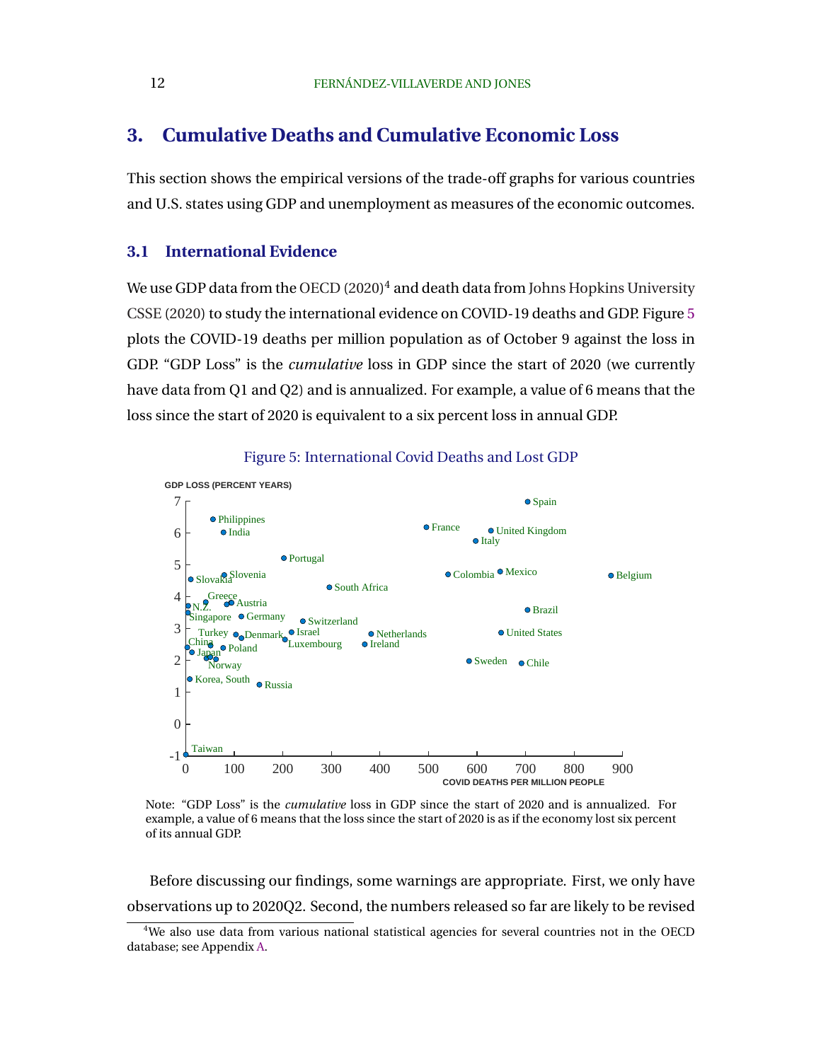## 3. Cumulative Deaths and Cumulative Economic Loss

This section shows the empirical versions of the trade-off graphs for various countries and U.S. states using GDP and unemployment as measures of the economic outcomes.

### 3.1 International Evidence

We use GDP data from the OECD (2020)[4] and death data from Johns Hopkins University CSSE (2020) to study the international evidence on COVID-19 deaths and GDP. Figure 5 plots the COVID-19 deaths per million population as of October 9 against the loss in GDP. "GDP Loss" is the *cumulative* loss in GDP since the start of 2020 (we currently have data from Q1 and Q2) and is annualized. For example, a value of 6 means that the loss since the start of 2020 is equivalent to a six percent loss in annual GDP.

Figure 5: International Covid Deaths and Lost GDP

Note: "GDP Loss" is the *cumulative* loss in GDP since the start of 2020 and is annualized. For example, a value of 6 means that the loss since the start of 2020 is as if the economy lost six percent of its annual GDP.

Before discussing our findings, some warnings are appropriate. First, we only have observations up to 2020Q2. Second, the numbers released so far are likely to be revised

[4] We also use data from various national statistical agencies for several countries not in the OECD database; see Appendix A.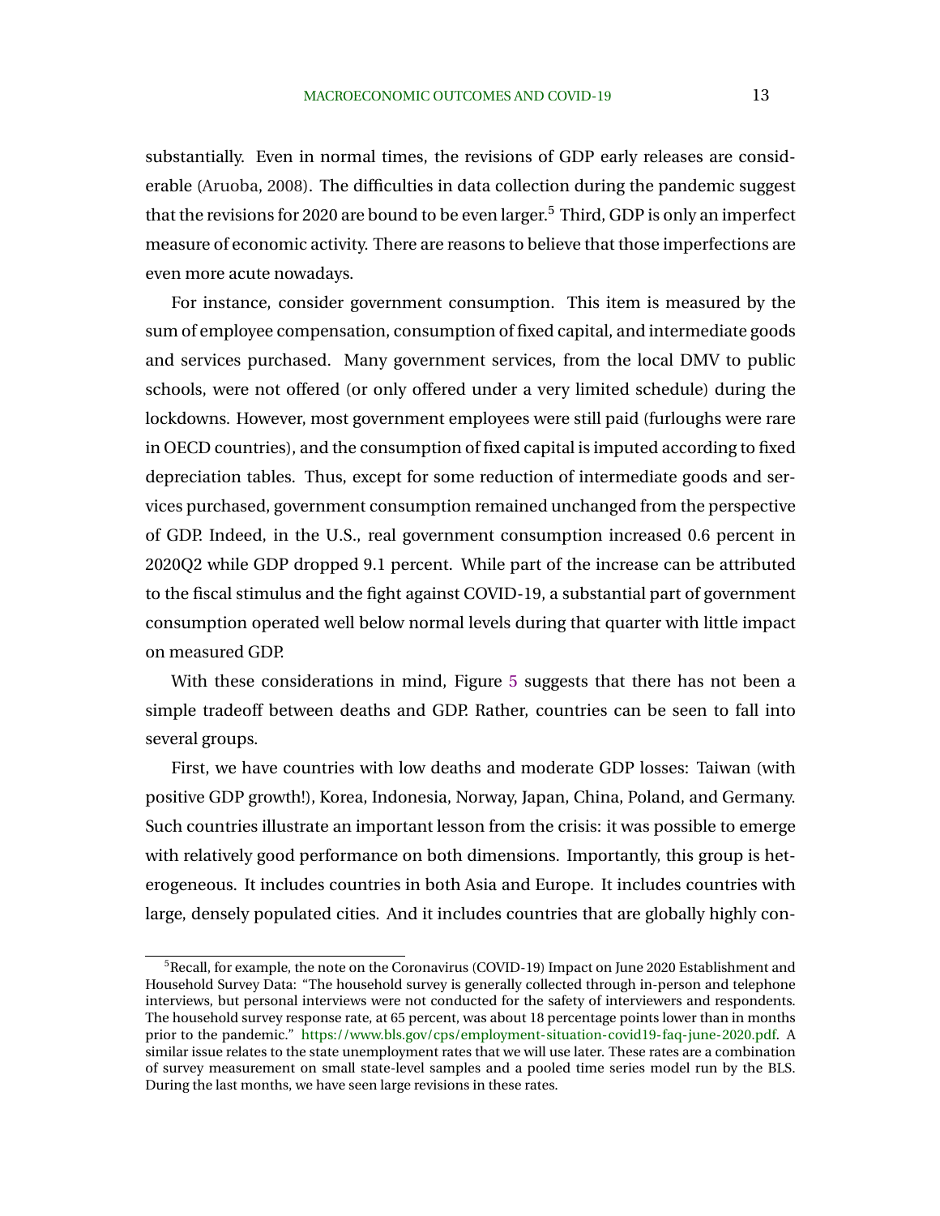substantially. Even in normal times, the revisions of GDP early releases are considerable (Aruoba, 2008). The difficulties in data collection during the pandemic suggest that the revisions for 2020 are bound to be even larger.[5] Third, GDP is only an imperfect measure of economic activity. There are reasons to believe that those imperfections are even more acute nowadays.

For instance, consider government consumption. This item is measured by the sum of employee compensation, consumption of fixed capital, and intermediate goods and services purchased. Many government services, from the local DMV to public schools, were not offered (or only offered under a very limited schedule) during the lockdowns. However, most government employees were still paid (furloughs were rare in OECD countries), and the consumption of fixed capital is imputed according to fixed depreciation tables. Thus, except for some reduction of intermediate goods and services purchased, government consumption remained unchanged from the perspective of GDP. Indeed, in the U.S., real government consumption increased 0.6 percent in 2020Q2 while GDP dropped 9.1 percent. While part of the increase can be attributed to the fiscal stimulus and the fight against COVID-19, a substantial part of government consumption operated well below normal levels during that quarter with little impact on measured GDP.

With these considerations in mind, Figure 5 suggests that there has not been a simple tradeoff between deaths and GDP. Rather, countries can be seen to fall into several groups.

First, we have countries with low deaths and moderate GDP losses: Taiwan (with positive GDP growth!), Korea, Indonesia, Norway, Japan, China, Poland, and Germany. Such countries illustrate an important lesson from the crisis: it was possible to emerge with relatively good performance on both dimensions. Importantly, this group is heterogeneous. It includes countries in both Asia and Europe. It includes countries with large, densely populated cities. And it includes countries that are globally highly con-

[5] Recall, for example, the note on the Coronavirus (COVID-19) Impact on June 2020 Establishment and Household Survey Data: "The household survey is generally collected through in-person and telephone interviews, but personal interviews were not conducted for the safety of interviewers and respondents. The household survey response rate, at 65 percent, was about 18 percentage points lower than in months prior to the pandemic." https://www.bls.gov/cps/employment-situation-covid19-faq-june-2020.pdf. A similar issue relates to the state unemployment rates that we will use later. These rates are a combination of survey measurement on small state-level samples and a pooled time series model run by the BLS. During the last months, we have seen large revisions in these rates.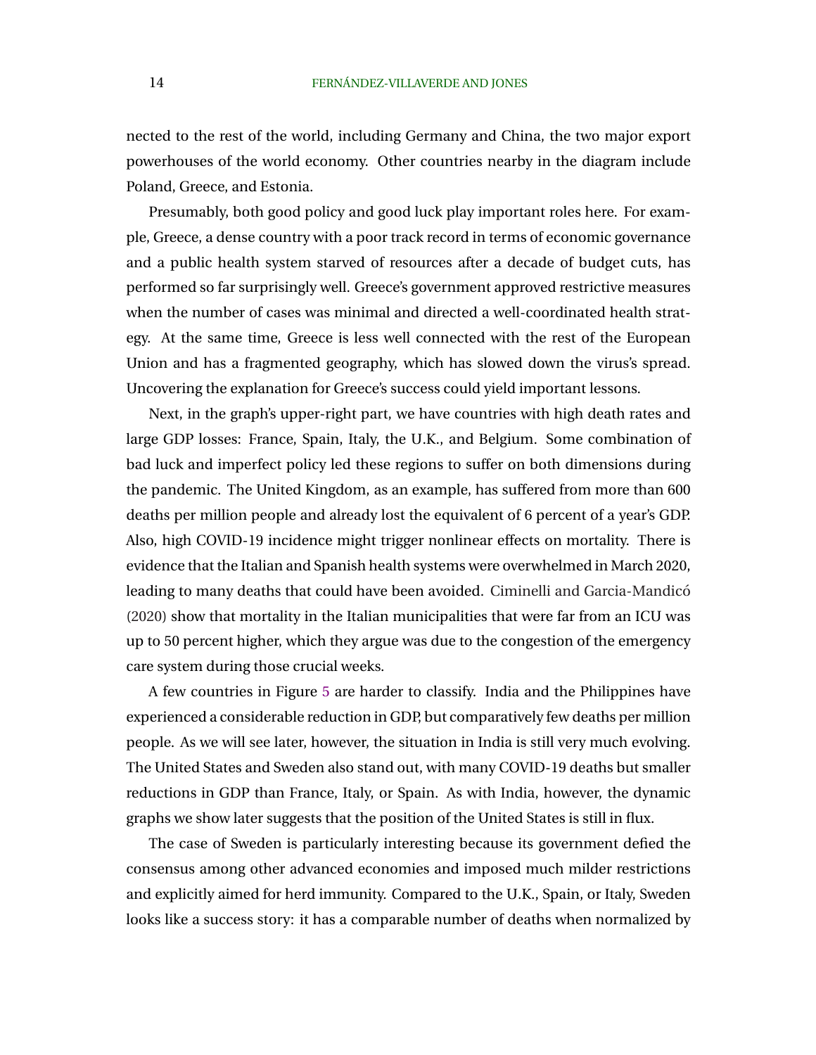nected to the rest of the world, including Germany and China, the two major export powerhouses of the world economy. Other countries nearby in the diagram include Poland, Greece, and Estonia.

Presumably, both good policy and good luck play important roles here. For example, Greece, a dense country with a poor track record in terms of economic governance and a public health system starved of resources after a decade of budget cuts, has performed so far surprisingly well. Greece's government approved restrictive measures when the number of cases was minimal and directed a well-coordinated health strategy. At the same time, Greece is less well connected with the rest of the European Union and has a fragmented geography, which has slowed down the virus's spread. Uncovering the explanation for Greece's success could yield important lessons.

Next, in the graph's upper-right part, we have countries with high death rates and large GDP losses: France, Spain, Italy, the U.K., and Belgium. Some combination of bad luck and imperfect policy led these regions to suffer on both dimensions during the pandemic. The United Kingdom, as an example, has suffered from more than 600 deaths per million people and already lost the equivalent of 6 percent of a year's GDP. Also, high COVID-19 incidence might trigger nonlinear effects on mortality. There is evidence that the Italian and Spanish health systems were overwhelmed in March 2020, leading to many deaths that could have been avoided. Ciminelli and Garcia-Mandicó (2020) show that mortality in the Italian municipalities that were far from an ICU was up to 50 percent higher, which they argue was due to the congestion of the emergency care system during those crucial weeks.

A few countries in Figure 5 are harder to classify. India and the Philippines have experienced a considerable reduction in GDP, but comparatively few deaths per million people. As we will see later, however, the situation in India is still very much evolving. The United States and Sweden also stand out, with many COVID-19 deaths but smaller reductions in GDP than France, Italy, or Spain. As with India, however, the dynamic graphs we show later suggests that the position of the United States is still in flux.

The case of Sweden is particularly interesting because its government defied the consensus among other advanced economies and imposed much milder restrictions and explicitly aimed for herd immunity. Compared to the U.K., Spain, or Italy, Sweden looks like a success story: it has a comparable number of deaths when normalized by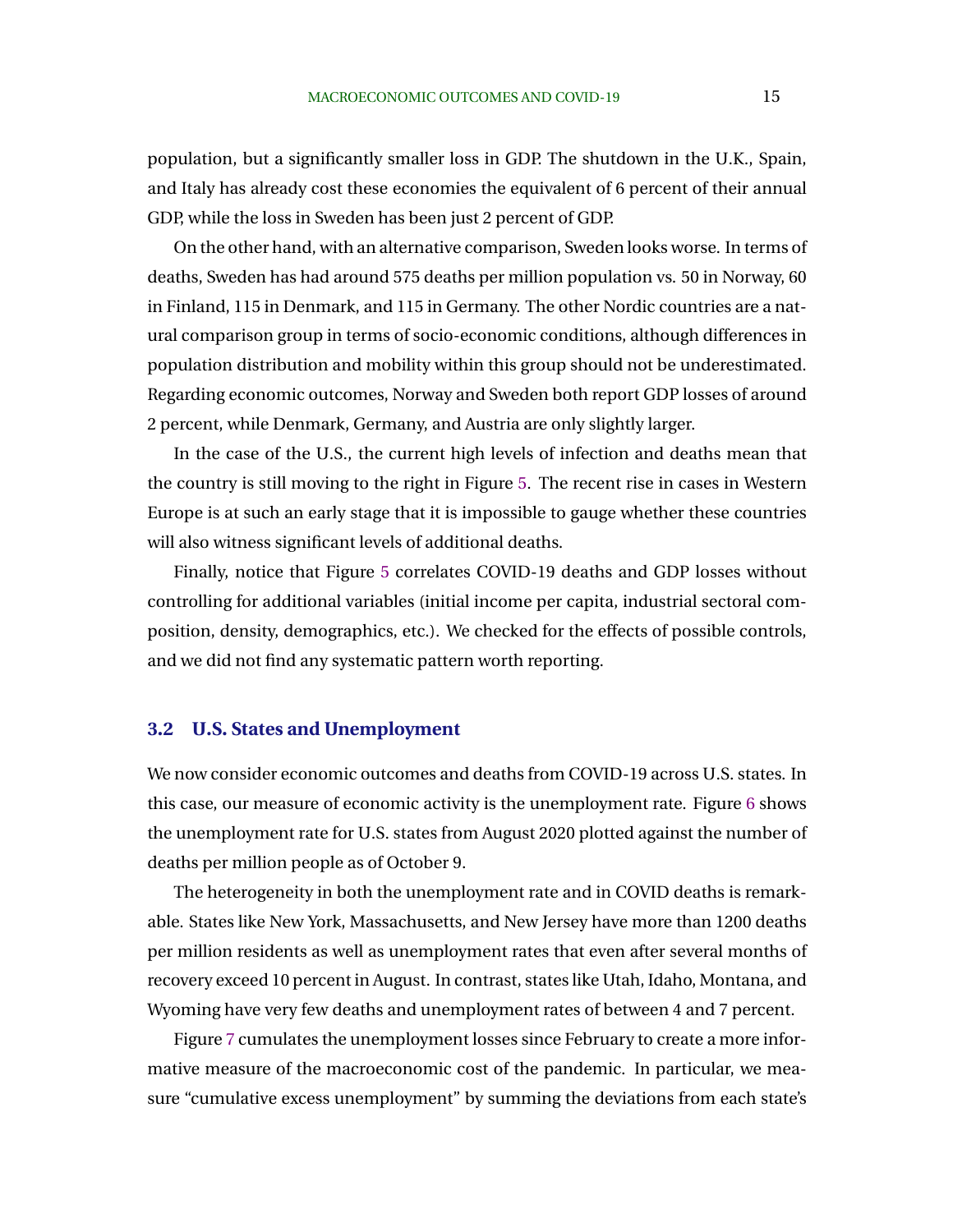population, but a significantly smaller loss in GDP. The shutdown in the U.K., Spain, and Italy has already cost these economies the equivalent of 6 percent of their annual GDP, while the loss in Sweden has been just 2 percent of GDP.

On the other hand, with an alternative comparison, Sweden looks worse. In terms of deaths, Sweden has had around 575 deaths per million population vs. 50 in Norway, 60 in Finland, 115 in Denmark, and 115 in Germany. The other Nordic countries are a natural comparison group in terms of socio-economic conditions, although differences in population distribution and mobility within this group should not be underestimated. Regarding economic outcomes, Norway and Sweden both report GDP losses of around 2 percent, while Denmark, Germany, and Austria are only slightly larger.

In the case of the U.S., the current high levels of infection and deaths mean that the country is still moving to the right in Figure 5. The recent rise in cases in Western Europe is at such an early stage that it is impossible to gauge whether these countries will also witness significant levels of additional deaths.

Finally, notice that Figure 5 correlates COVID-19 deaths and GDP losses without controlling for additional variables (initial income per capita, industrial sectoral composition, density, demographics, etc.). We checked for the effects of possible controls, and we did not find any systematic pattern worth reporting.

### 3.2 U.S. States and Unemployment

We now consider economic outcomes and deaths from COVID-19 across U.S. states. In this case, our measure of economic activity is the unemployment rate. Figure 6 shows the unemployment rate for U.S. states from August 2020 plotted against the number of deaths per million people as of October 9.

The heterogeneity in both the unemployment rate and in COVID deaths is remarkable. States like New York, Massachusetts, and New Jersey have more than 1200 deaths per million residents as well as unemployment rates that even after several months of recovery exceed 10 percent in August. In contrast, states like Utah, Idaho, Montana, and Wyoming have very few deaths and unemployment rates of between 4 and 7 percent.

Figure 7 cumulates the unemployment losses since February to create a more informative measure of the macroeconomic cost of the pandemic. In particular, we measure "cumulative excess unemployment" by summing the deviations from each state's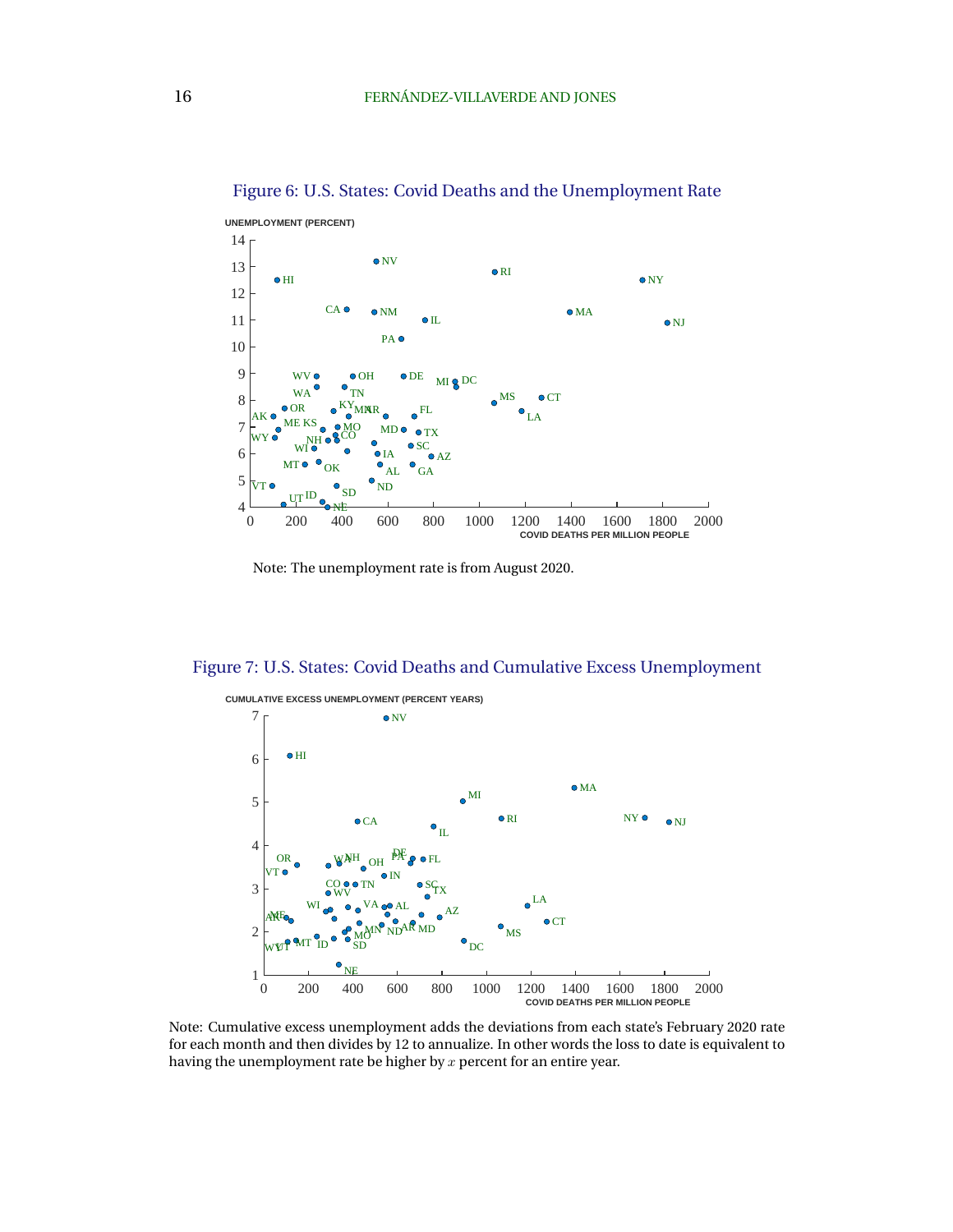Figure 6: U.S. States: Covid Deaths and the Unemployment Rate

Note: The unemployment rate is from August 2020.

Figure 7: U.S. States: Covid Deaths and Cumulative Excess Unemployment

Note: Cumulative excess unemployment adds the deviations from each state's February 2020 rate for each month and then divides by 12 to annualize. In other words the loss to date is equivalent to having the unemployment rate be higher by $x$ percent for an entire year.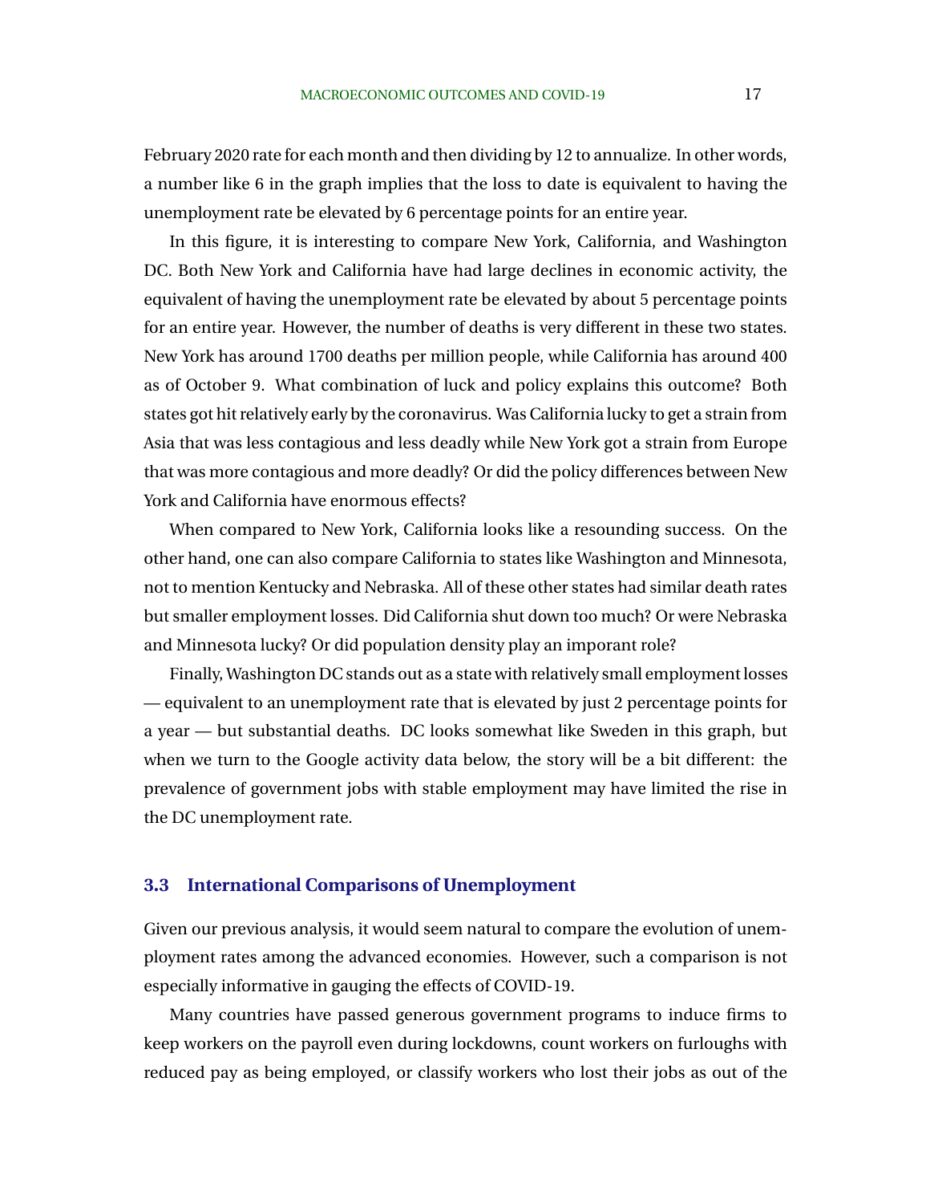February 2020 rate for each month and then dividing by 12 to annualize. In other words, a number like 6 in the graph implies that the loss to date is equivalent to having the unemployment rate be elevated by 6 percentage points for an entire year.

In this figure, it is interesting to compare New York, California, and Washington DC. Both New York and California have had large declines in economic activity, the equivalent of having the unemployment rate be elevated by about 5 percentage points for an entire year. However, the number of deaths is very different in these two states. New York has around 1700 deaths per million people, while California has around 400 as of October 9. What combination of luck and policy explains this outcome? Both states got hit relatively early by the coronavirus. Was California lucky to get a strain from Asia that was less contagious and less deadly while New York got a strain from Europe that was more contagious and more deadly? Or did the policy differences between New York and California have enormous effects?

When compared to New York, California looks like a resounding success. On the other hand, one can also compare California to states like Washington and Minnesota, not to mention Kentucky and Nebraska. All of these other states had similar death rates but smaller employment losses. Did California shut down too much? Or were Nebraska and Minnesota lucky? Or did population density play an imporant role?

Finally, Washington DC stands out as a state with relatively small employment losses — equivalent to an unemployment rate that is elevated by just 2 percentage points for a year — but substantial deaths. DC looks somewhat like Sweden in this graph, but when we turn to the Google activity data below, the story will be a bit different: the prevalence of government jobs with stable employment may have limited the rise in the DC unemployment rate.

### 3.3 International Comparisons of Unemployment

Given our previous analysis, it would seem natural to compare the evolution of unemployment rates among the advanced economies. However, such a comparison is not especially informative in gauging the effects of COVID-19.

Many countries have passed generous government programs to induce firms to keep workers on the payroll even during lockdowns, count workers on furloughs with reduced pay as being employed, or classify workers who lost their jobs as out of the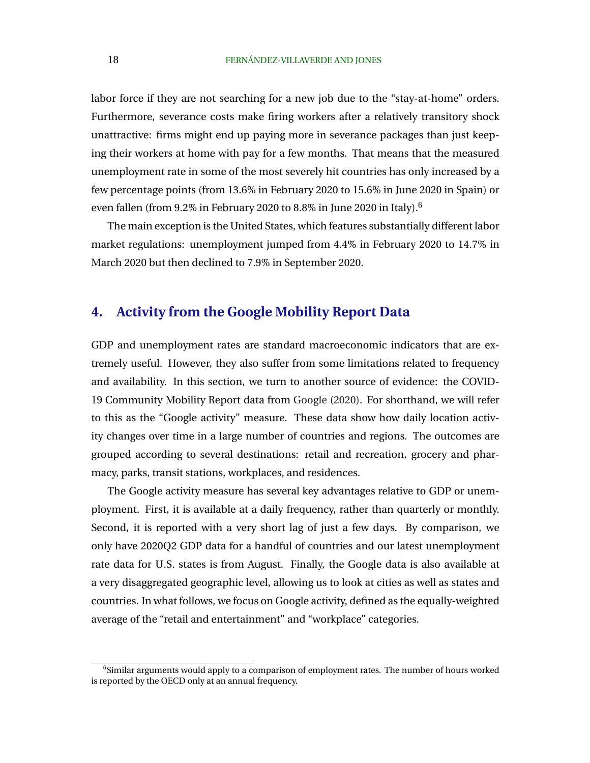labor force if they are not searching for a new job due to the "stay-at-home" orders. Furthermore, severance costs make firing workers after a relatively transitory shock unattractive: firms might end up paying more in severance packages than just keeping their workers at home with pay for a few months. That means that the measured unemployment rate in some of the most severely hit countries has only increased by a few percentage points (from 13.6% in February 2020 to 15.6% in June 2020 in Spain) or even fallen (from 9.2% in February 2020 to 8.8% in June 2020 in Italy).[6]

The main exception is the United States, which features substantially different labor market regulations: unemployment jumped from 4.4% in February 2020 to 14.7% in March 2020 but then declined to 7.9% in September 2020.

## 4. Activity from the Google Mobility Report Data

GDP and unemployment rates are standard macroeconomic indicators that are extremely useful. However, they also suffer from some limitations related to frequency and availability. In this section, we turn to another source of evidence: the COVID-19 Community Mobility Report data from Google (2020). For shorthand, we will refer to this as the "Google activity" measure. These data show how daily location activity changes over time in a large number of countries and regions. The outcomes are grouped according to several destinations: retail and recreation, grocery and pharmacy, parks, transit stations, workplaces, and residences.

The Google activity measure has several key advantages relative to GDP or unemployment. First, it is available at a daily frequency, rather than quarterly or monthly. Second, it is reported with a very short lag of just a few days. By comparison, we only have 2020Q2 GDP data for a handful of countries and our latest unemployment rate data for U.S. states is from August. Finally, the Google data is also available at a very disaggregated geographic level, allowing us to look at cities as well as states and countries. In what follows, we focus on Google activity, defined as the equally-weighted average of the "retail and entertainment" and "workplace" categories.

---

[6] Similar arguments would apply to a comparison of employment rates. The number of hours worked is reported by the OECD only at an annual frequency.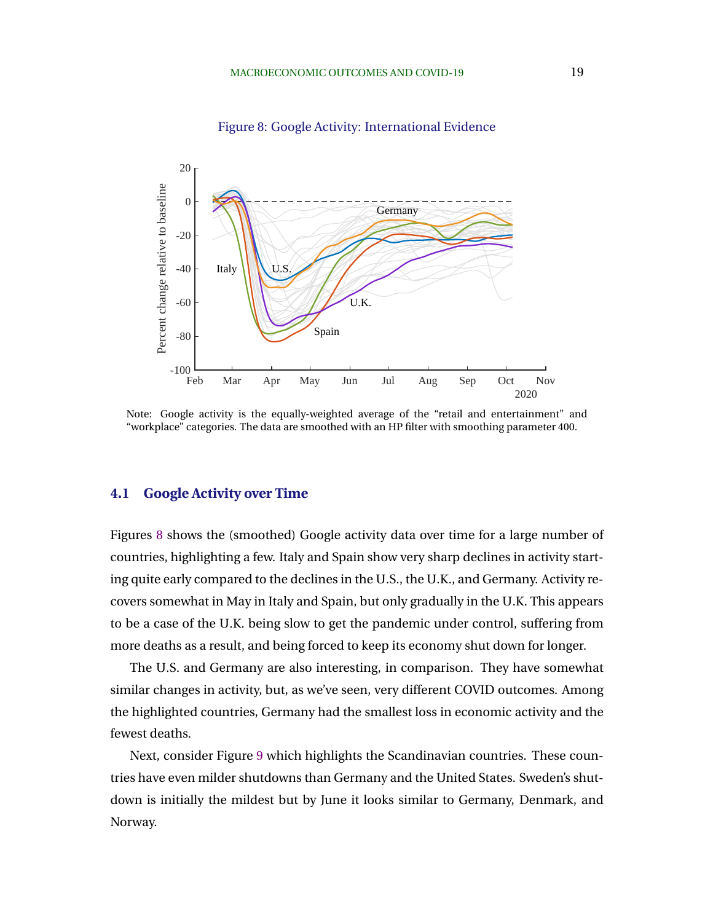Figure 8: Google Activity: International Evidence

Note: Google activity is the equally-weighted average of the "retail and entertainment" and "workplace" categories. The data are smoothed with an HP filter with smoothing parameter 400.

### 4.1 Google Activity over Time

Figures 8 shows the (smoothed) Google activity data over time for a large number of countries, highlighting a few. Italy and Spain show very sharp declines in activity starting quite early compared to the declines in the U.S., the U.K., and Germany. Activity recovers somewhat in May in Italy and Spain, but only gradually in the U.K. This appears to be a case of the U.K. being slow to get the pandemic under control, suffering from more deaths as a result, and being forced to keep its economy shut down for longer.

The U.S. and Germany are also interesting, in comparison. They have somewhat similar changes in activity, but, as we've seen, very different COVID outcomes. Among the highlighted countries, Germany had the smallest loss in economic activity and the fewest deaths.

Next, consider Figure 9 which highlights the Scandinavian countries. These countries have even milder shutdowns than Germany and the United States. Sweden's shutdown is initially the mildest but by June it looks similar to Germany, Denmark, and Norway.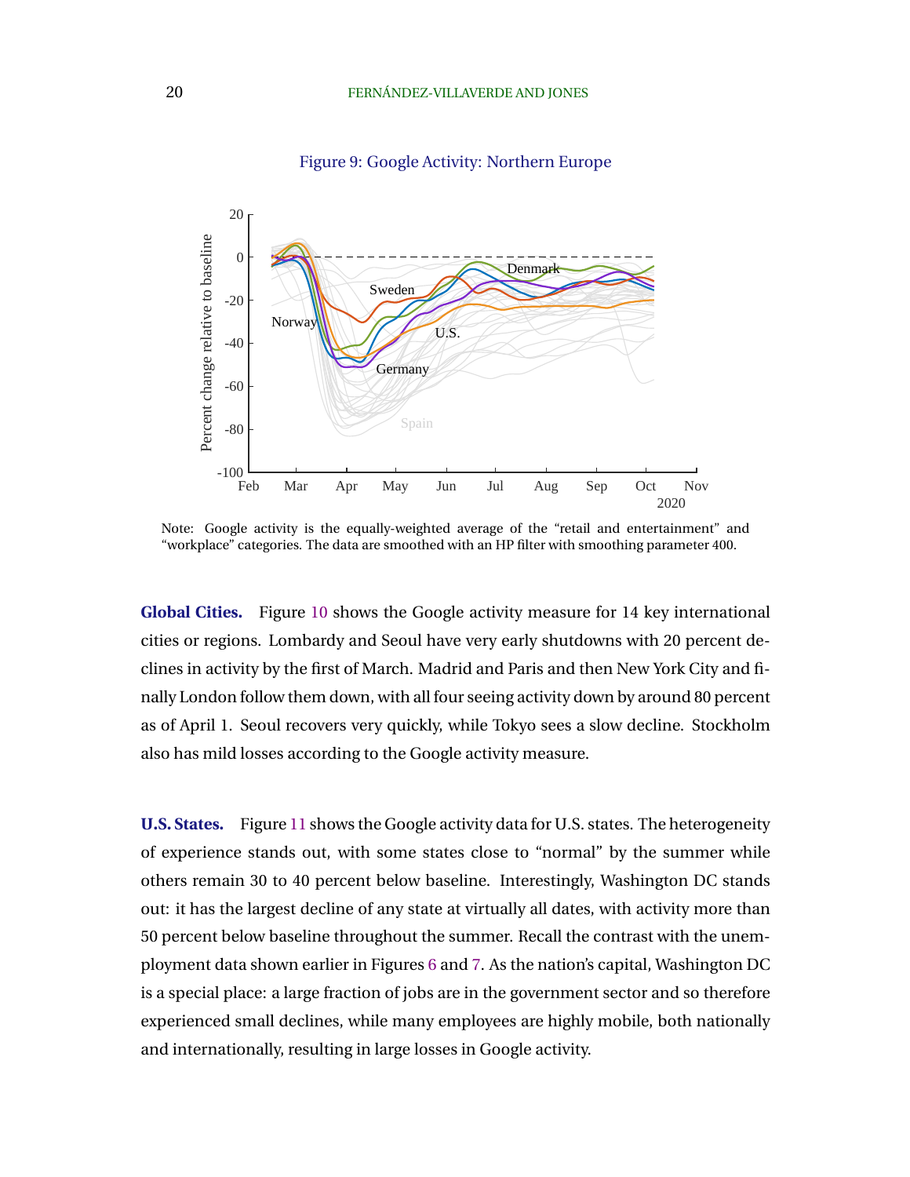Figure 9: Google Activity: Northern Europe

Note: Google activity is the equally-weighted average of the "retail and entertainment" and "workplace" categories. The data are smoothed with an HP filter with smoothing parameter 400.

**Global Cities.** Figure 10 shows the Google activity measure for 14 key international cities or regions. Lombardy and Seoul have very early shutdowns with 20 percent declines in activity by the first of March. Madrid and Paris and then New York City and finally London follow them down, with all four seeing activity down by around 80 percent as of April 1. Seoul recovers very quickly, while Tokyo sees a slow decline. Stockholm also has mild losses according to the Google activity measure.

**U.S. States.** Figure 11 shows the Google activity data for U.S. states. The heterogeneity of experience stands out, with some states close to "normal" by the summer while others remain 30 to 40 percent below baseline. Interestingly, Washington DC stands out: it has the largest decline of any state at virtually all dates, with activity more than 50 percent below baseline throughout the summer. Recall the contrast with the unemployment data shown earlier in Figures 6 and 7. As the nation's capital, Washington DC is a special place: a large fraction of jobs are in the government sector and so therefore experienced small declines, while many employees are highly mobile, both nationally and internationally, resulting in large losses in Google activity.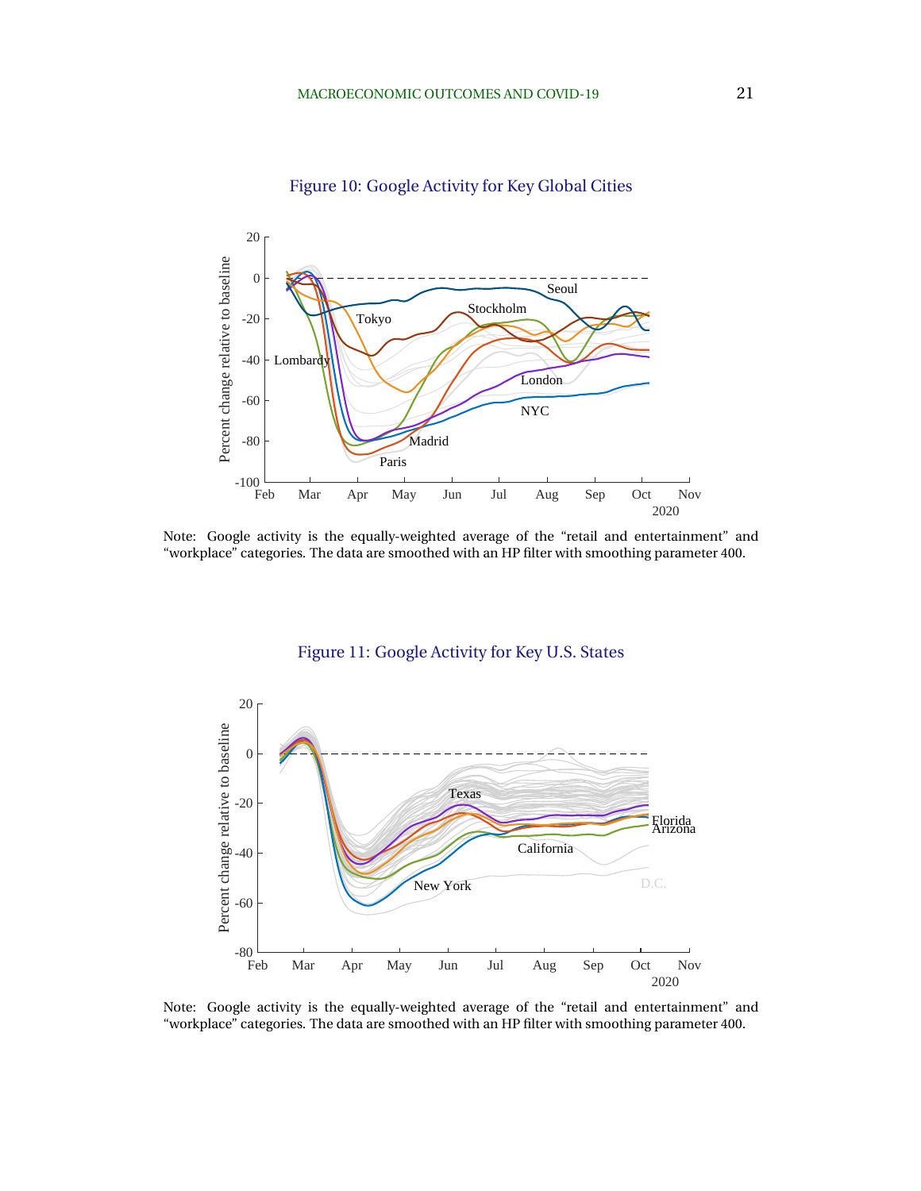Figure 10: Google Activity for Key Global Cities

Note: Google activity is the equally-weighted average of the “retail and entertainment” and “workplace” categories. The data are smoothed with an HP filter with smoothing parameter 400.

Figure 11: Google Activity for Key U.S. States

Note: Google activity is the equally-weighted average of the “retail and entertainment” and “workplace” categories. The data are smoothed with an HP filter with smoothing parameter 400.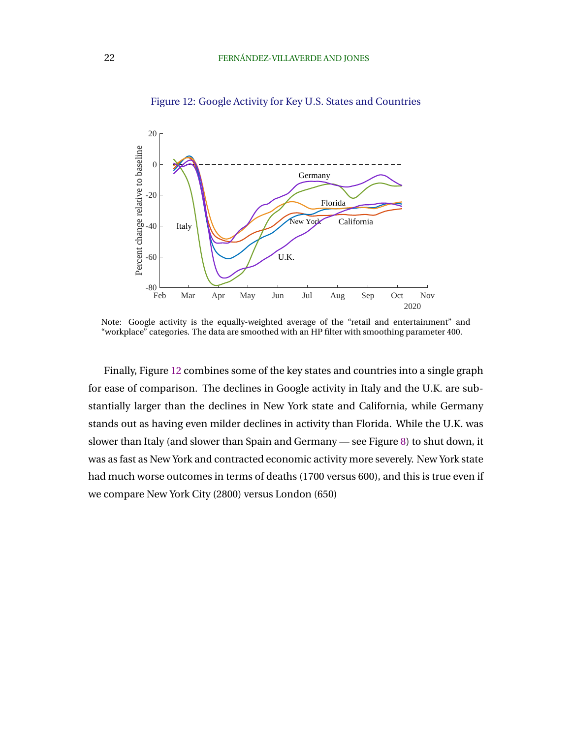Figure 12: Google Activity for Key U.S. States and Countries

Note: Google activity is the equally-weighted average of the "retail and entertainment" and "workplace" categories. The data are smoothed with an HP filter with smoothing parameter 400.

Finally, Figure 12 combines some of the key states and countries into a single graph for ease of comparison. The declines in Google activity in Italy and the U.K. are substantially larger than the declines in New York state and California, while Germany stands out as having even milder declines in activity than Florida. While the U.K. was slower than Italy (and slower than Spain and Germany — see Figure 8) to shut down, it was as fast as New York and contracted economic activity more severely. New York state had much worse outcomes in terms of deaths (1700 versus 600), and this is true even if we compare New York City (2800) versus London (650)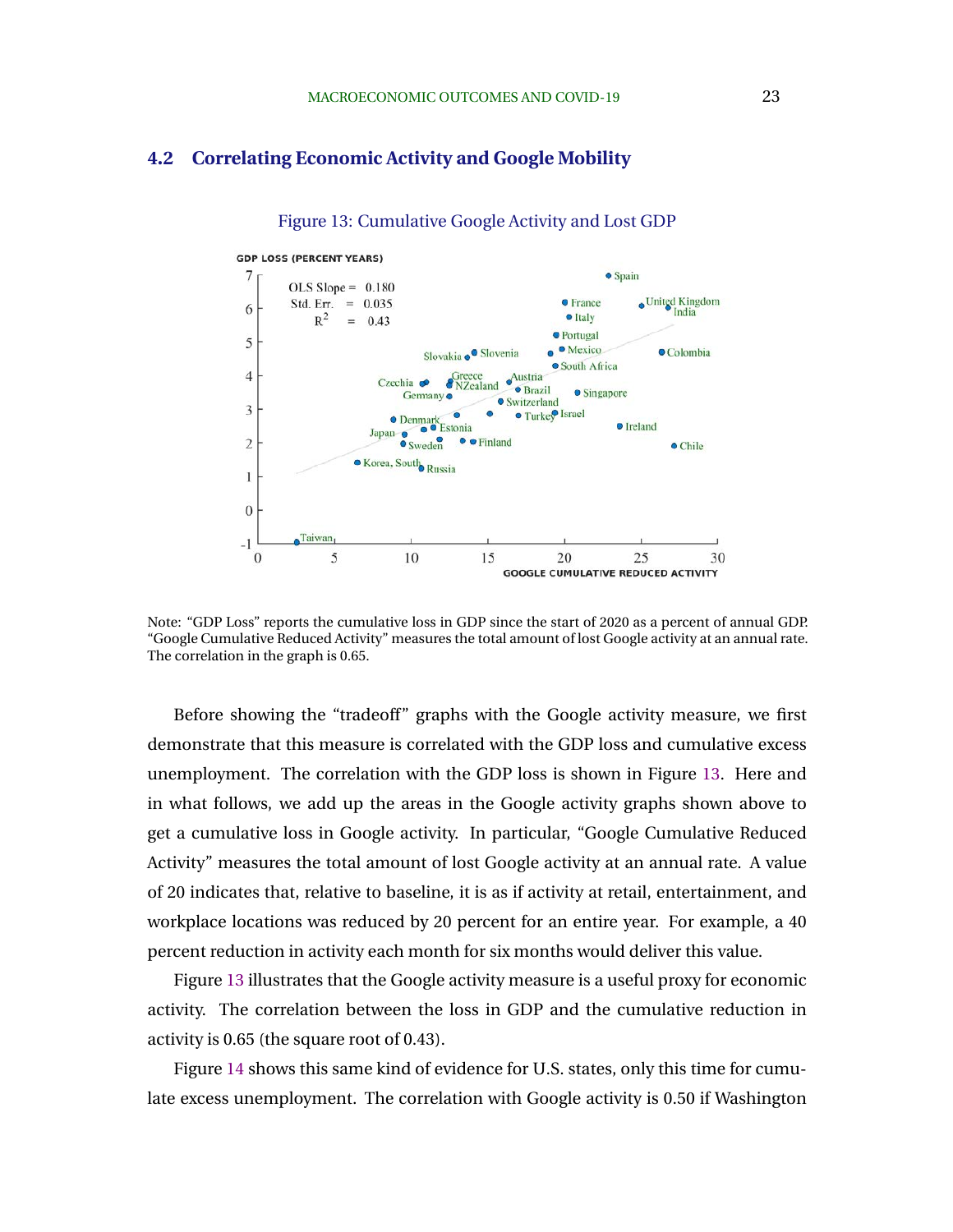## 4.2 Correlating Economic Activity and Google Mobility

Figure 13: Cumulative Google Activity and Lost GDP

Note: "GDP Loss" reports the cumulative loss in GDP since the start of 2020 as a percent of annual GDP. "Google Cumulative Reduced Activity" measures the total amount of lost Google activity at an annual rate. The correlation in the graph is 0.65.

Before showing the "tradeoff" graphs with the Google activity measure, we first demonstrate that this measure is correlated with the GDP loss and cumulative excess unemployment. The correlation with the GDP loss is shown in Figure 13. Here and in what follows, we add up the areas in the Google activity graphs shown above to get a cumulative loss in Google activity. In particular, "Google Cumulative Reduced Activity" measures the total amount of lost Google activity at an annual rate. A value of 20 indicates that, relative to baseline, it is as if activity at retail, entertainment, and workplace locations was reduced by 20 percent for an entire year. For example, a 40 percent reduction in activity each month for six months would deliver this value.

Figure 13 illustrates that the Google activity measure is a useful proxy for economic activity. The correlation between the loss in GDP and the cumulative reduction in activity is 0.65 (the square root of 0.43).

Figure 14 shows this same kind of evidence for U.S. states, only this time for cumulate excess unemployment. The correlation with Google activity is 0.50 if Washington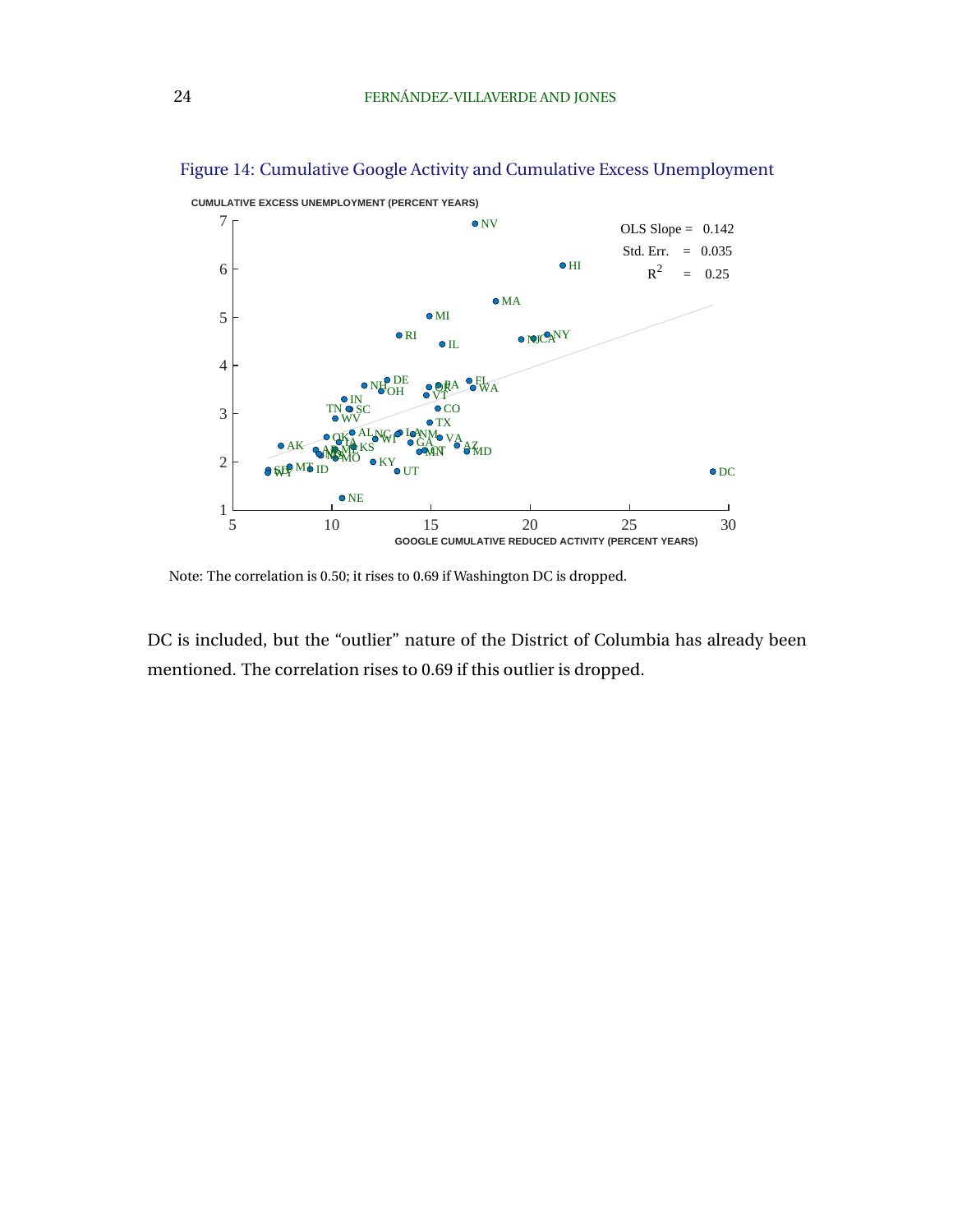Figure 14: Cumulative Google Activity and Cumulative Excess Unemployment

Note: The correlation is 0.50; it rises to 0.69 if Washington DC is dropped.

DC is included, but the "outlier" nature of the District of Columbia has already been mentioned. The correlation rises to 0.69 if this outlier is dropped.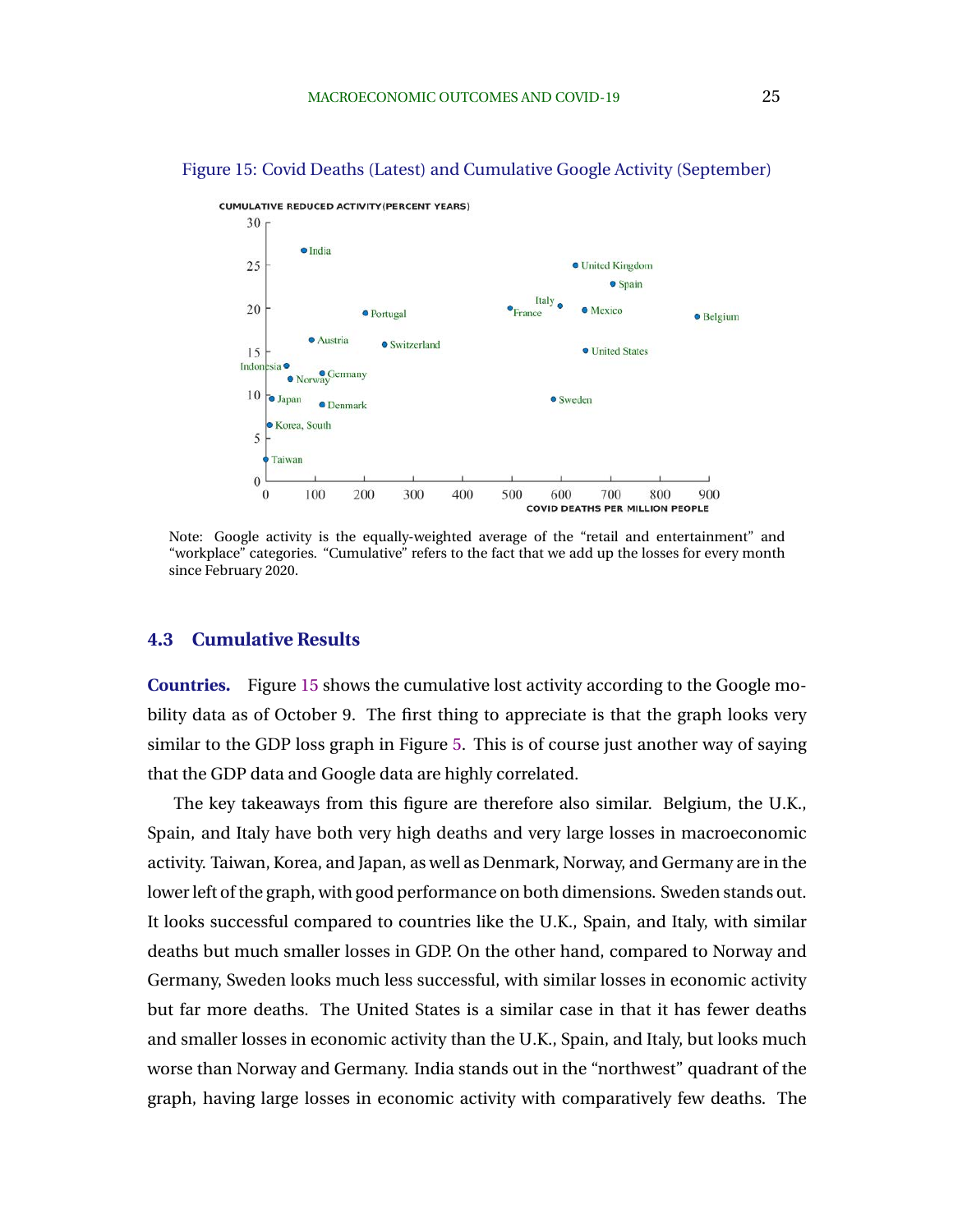Figure 15: Covid Deaths (Latest) and Cumulative Google Activity (September)

Note: Google activity is the equally-weighted average of the "retail and entertainment" and "workplace" categories. "Cumulative" refers to the fact that we add up the losses for every month since February 2020.

### 4.3 Cumulative Results

**Countries.** Figure 15 shows the cumulative lost activity according to the Google mobility data as of October 9. The first thing to appreciate is that the graph looks very similar to the GDP loss graph in Figure 5. This is of course just another way of saying that the GDP data and Google data are highly correlated.

The key takeaways from this figure are therefore also similar. Belgium, the U.K., Spain, and Italy have both very high deaths and very large losses in macroeconomic activity. Taiwan, Korea, and Japan, as well as Denmark, Norway, and Germany are in the lower left of the graph, with good performance on both dimensions. Sweden stands out. It looks successful compared to countries like the U.K., Spain, and Italy, with similar deaths but much smaller losses in GDP. On the other hand, compared to Norway and Germany, Sweden looks much less successful, with similar losses in economic activity but far more deaths. The United States is a similar case in that it has fewer deaths and smaller losses in economic activity than the U.K., Spain, and Italy, but looks much worse than Norway and Germany. India stands out in the "northwest" quadrant of the graph, having large losses in economic activity with comparatively few deaths. The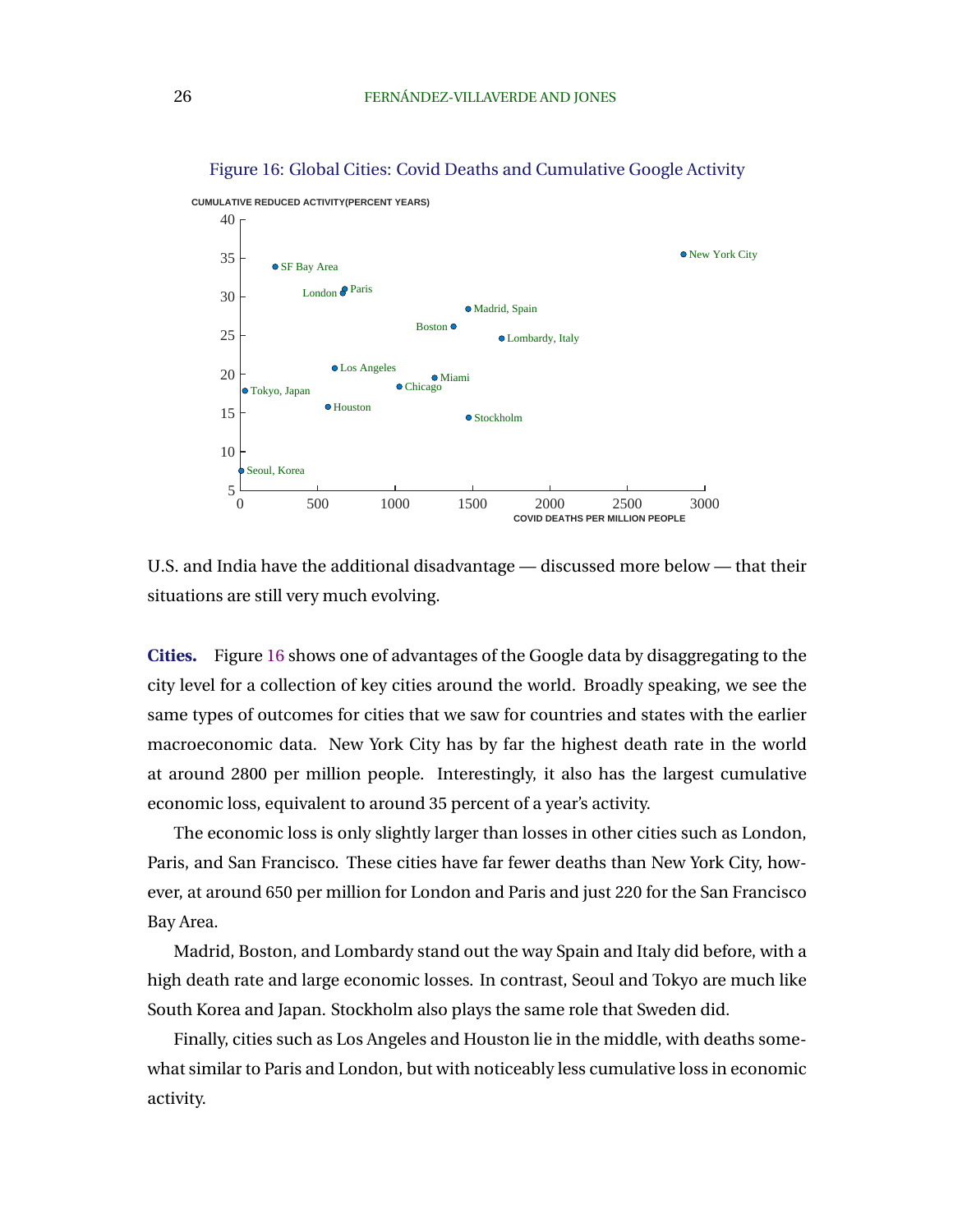Figure 16: Global Cities: Covid Deaths and Cumulative Google Activity

U.S. and India have the additional disadvantage — discussed more below — that their situations are still very much evolving.

**Cities.** Figure 16 shows one of advantages of the Google data by disaggregating to the city level for a collection of key cities around the world. Broadly speaking, we see the same types of outcomes for cities that we saw for countries and states with the earlier macroeconomic data. New York City has by far the highest death rate in the world at around 2800 per million people. Interestingly, it also has the largest cumulative economic loss, equivalent to around 35 percent of a year's activity.

The economic loss is only slightly larger than losses in other cities such as London, Paris, and San Francisco. These cities have far fewer deaths than New York City, however, at around 650 per million for London and Paris and just 220 for the San Francisco Bay Area.

Madrid, Boston, and Lombardy stand out the way Spain and Italy did before, with a high death rate and large economic losses. In contrast, Seoul and Tokyo are much like South Korea and Japan. Stockholm also plays the same role that Sweden did.

Finally, cities such as Los Angeles and Houston lie in the middle, with deaths somewhat similar to Paris and London, but with noticeably less cumulative loss in economic activity.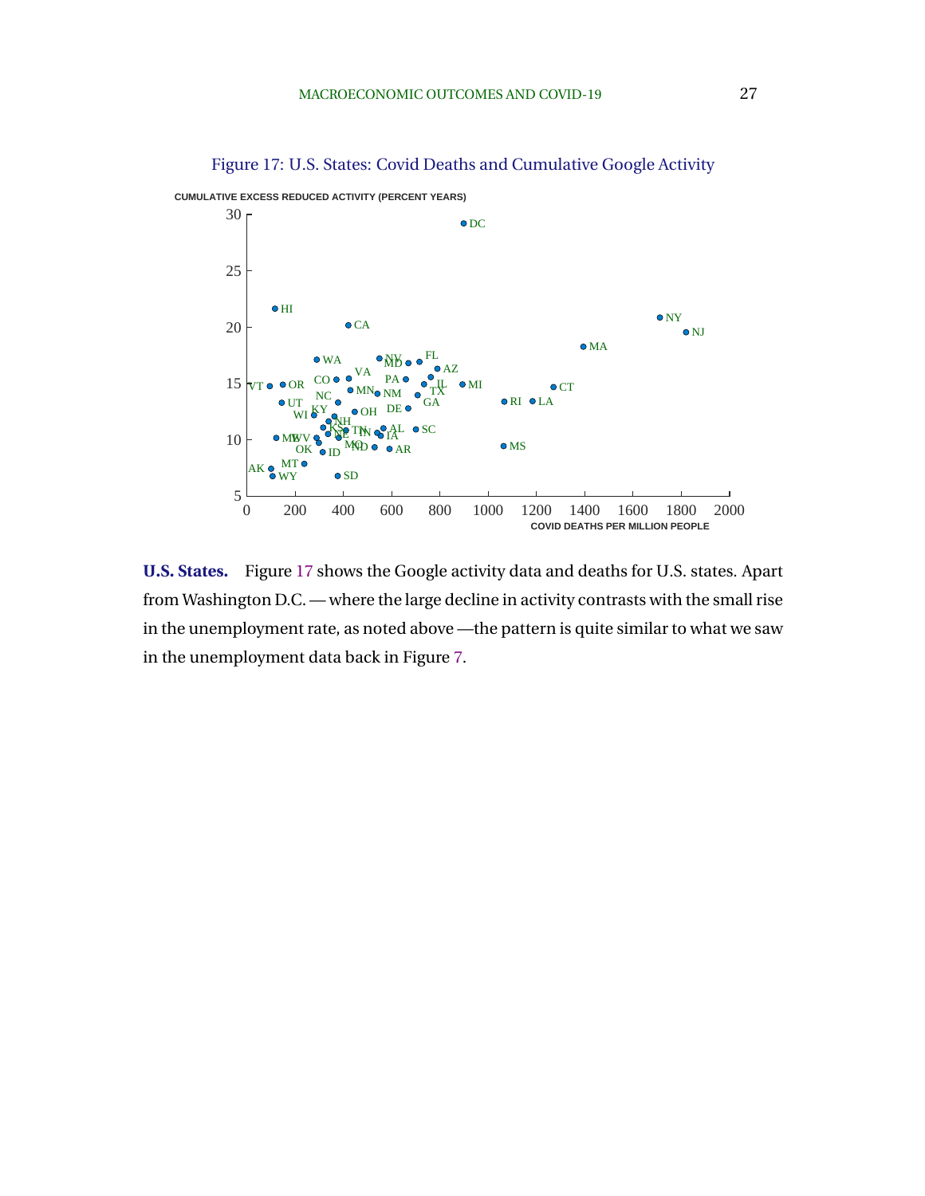Figure 17: U.S. States: Covid Deaths and Cumulative Google Activity

**U.S. States.** Figure 17 shows the Google activity data and deaths for U.S. states. Apart from Washington D.C. — where the large decline in activity contrasts with the small rise in the unemployment rate, as noted above —the pattern is quite similar to what we saw in the unemployment data back in Figure 7.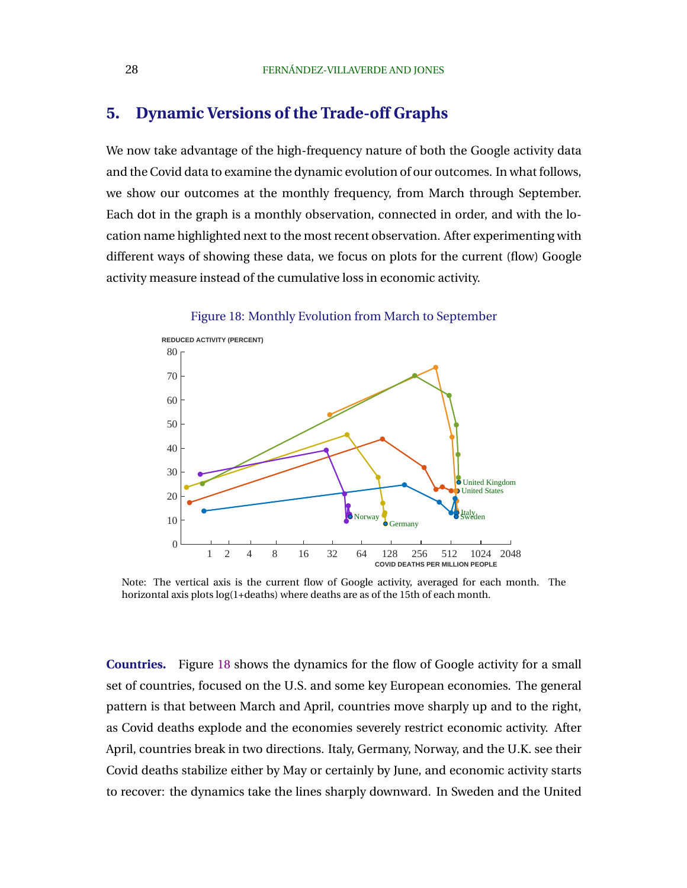## 5. Dynamic Versions of the Trade-off Graphs

We now take advantage of the high-frequency nature of both the Google activity data and the Covid data to examine the dynamic evolution of our outcomes. In what follows, we show our outcomes at the monthly frequency, from March through September. Each dot in the graph is a monthly observation, connected in order, and with the location name highlighted next to the most recent observation. After experimenting with different ways of showing these data, we focus on plots for the current (flow) Google activity measure instead of the cumulative loss in economic activity.

Figure 18: Monthly Evolution from March to September

Note: The vertical axis is the current flow of Google activity, averaged for each month. The horizontal axis plots log(1+deaths) where deaths are as of the 15th of each month.

**Countries.** Figure 18 shows the dynamics for the flow of Google activity for a small set of countries, focused on the U.S. and some key European economies. The general pattern is that between March and April, countries move sharply up and to the right, as Covid deaths explode and the economies severely restrict economic activity. After April, countries break in two directions. Italy, Germany, Norway, and the U.K. see their Covid deaths stabilize either by May or certainly by June, and economic activity starts to recover: the dynamics take the lines sharply downward. In Sweden and the United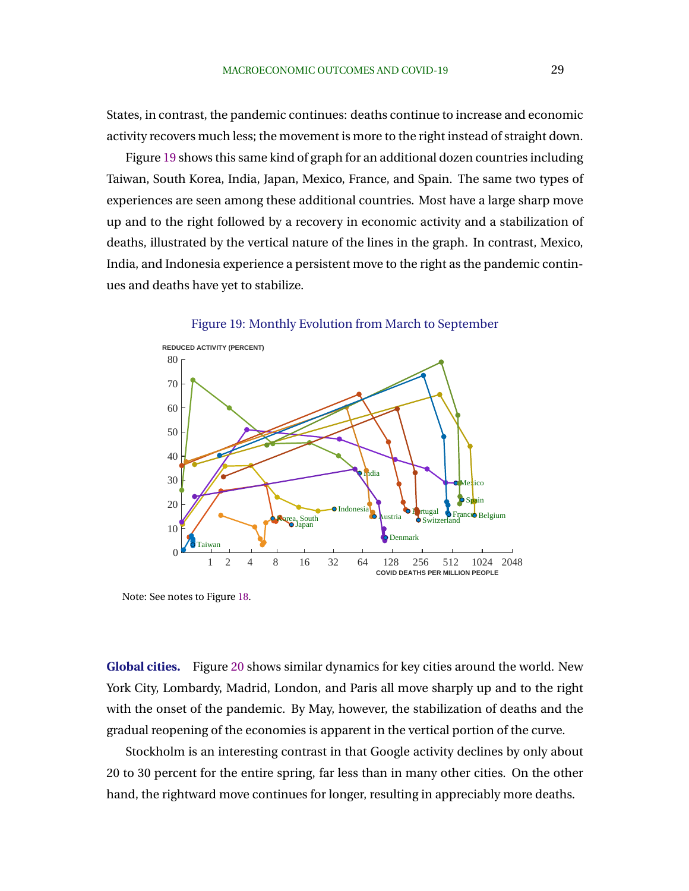States, in contrast, the pandemic continues: deaths continue to increase and economic activity recovers much less; the movement is more to the right instead of straight down.

Figure 19 shows this same kind of graph for an additional dozen countries including Taiwan, South Korea, India, Japan, Mexico, France, and Spain. The same two types of experiences are seen among these additional countries. Most have a large sharp move up and to the right followed by a recovery in economic activity and a stabilization of deaths, illustrated by the vertical nature of the lines in the graph. In contrast, Mexico, India, and Indonesia experience a persistent move to the right as the pandemic continues and deaths have yet to stabilize.

Figure 19: Monthly Evolution from March to September

Note: See notes to Figure 18.

**Global cities.** Figure 20 shows similar dynamics for key cities around the world. New York City, Lombardy, Madrid, London, and Paris all move sharply up and to the right with the onset of the pandemic. By May, however, the stabilization of deaths and the gradual reopening of the economies is apparent in the vertical portion of the curve.

Stockholm is an interesting contrast in that Google activity declines by only about 20 to 30 percent for the entire spring, far less than in many other cities. On the other hand, the rightward move continues for longer, resulting in appreciably more deaths.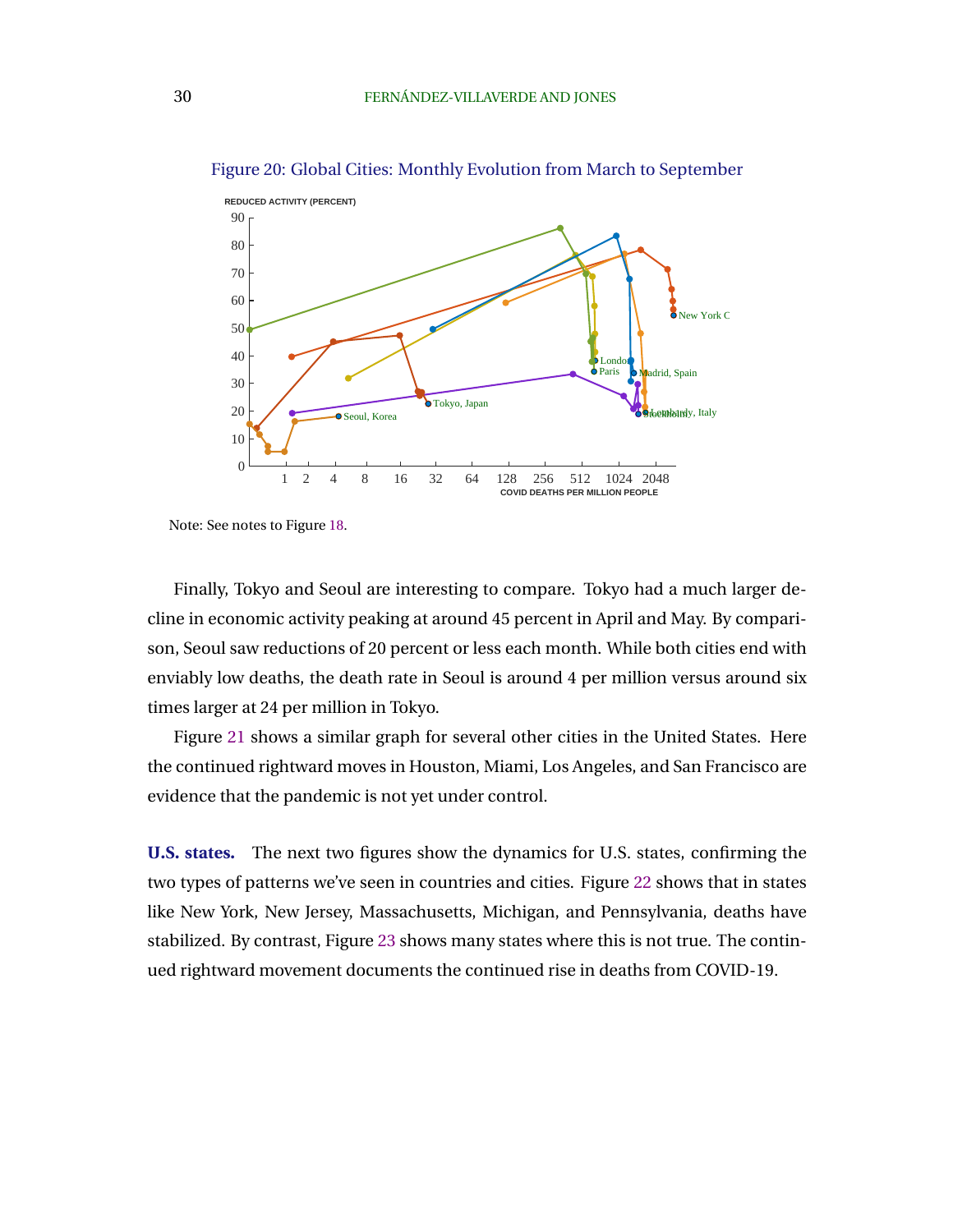Figure 20: Global Cities: Monthly Evolution from March to September

Note: See notes to Figure 18.

Finally, Tokyo and Seoul are interesting to compare. Tokyo had a much larger decline in economic activity peaking at around 45 percent in April and May. By comparison, Seoul saw reductions of 20 percent or less each month. While both cities end with enviably low deaths, the death rate in Seoul is around 4 per million versus around six times larger at 24 per million in Tokyo.

Figure 21 shows a similar graph for several other cities in the United States. Here the continued rightward moves in Houston, Miami, Los Angeles, and San Francisco are evidence that the pandemic is not yet under control.

**U.S. states.** The next two figures show the dynamics for U.S. states, confirming the two types of patterns we've seen in countries and cities. Figure 22 shows that in states like New York, New Jersey, Massachusetts, Michigan, and Pennsylvania, deaths have stabilized. By contrast, Figure 23 shows many states where this is not true. The continued rightward movement documents the continued rise in deaths from COVID-19.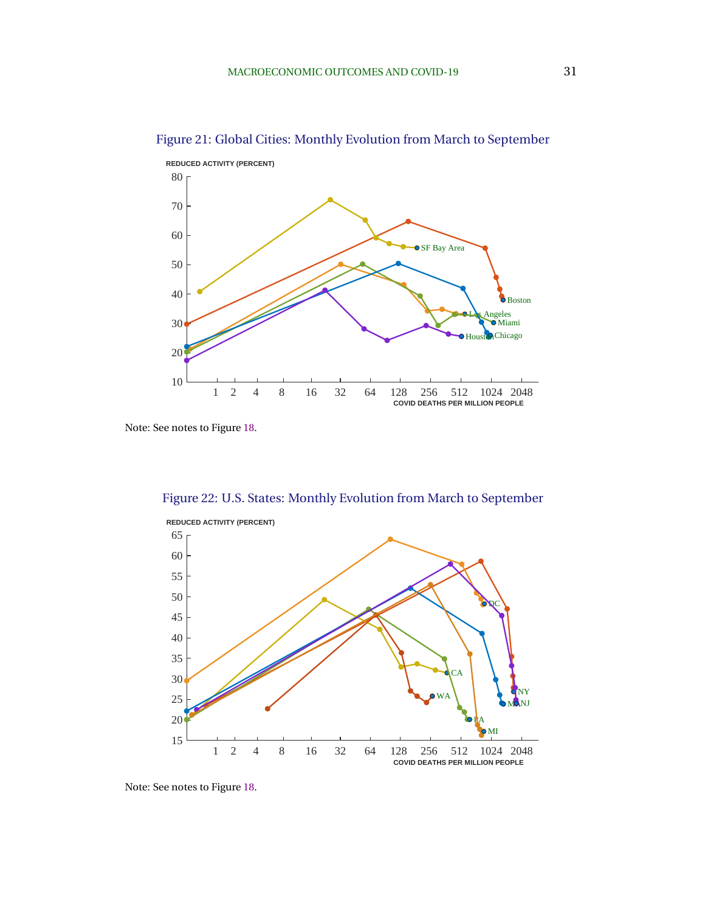Figure 21: Global Cities: Monthly Evolution from March to September

Note: See notes to Figure 18.

Figure 22: U.S. States: Monthly Evolution from March to September

Note: See notes to Figure 18.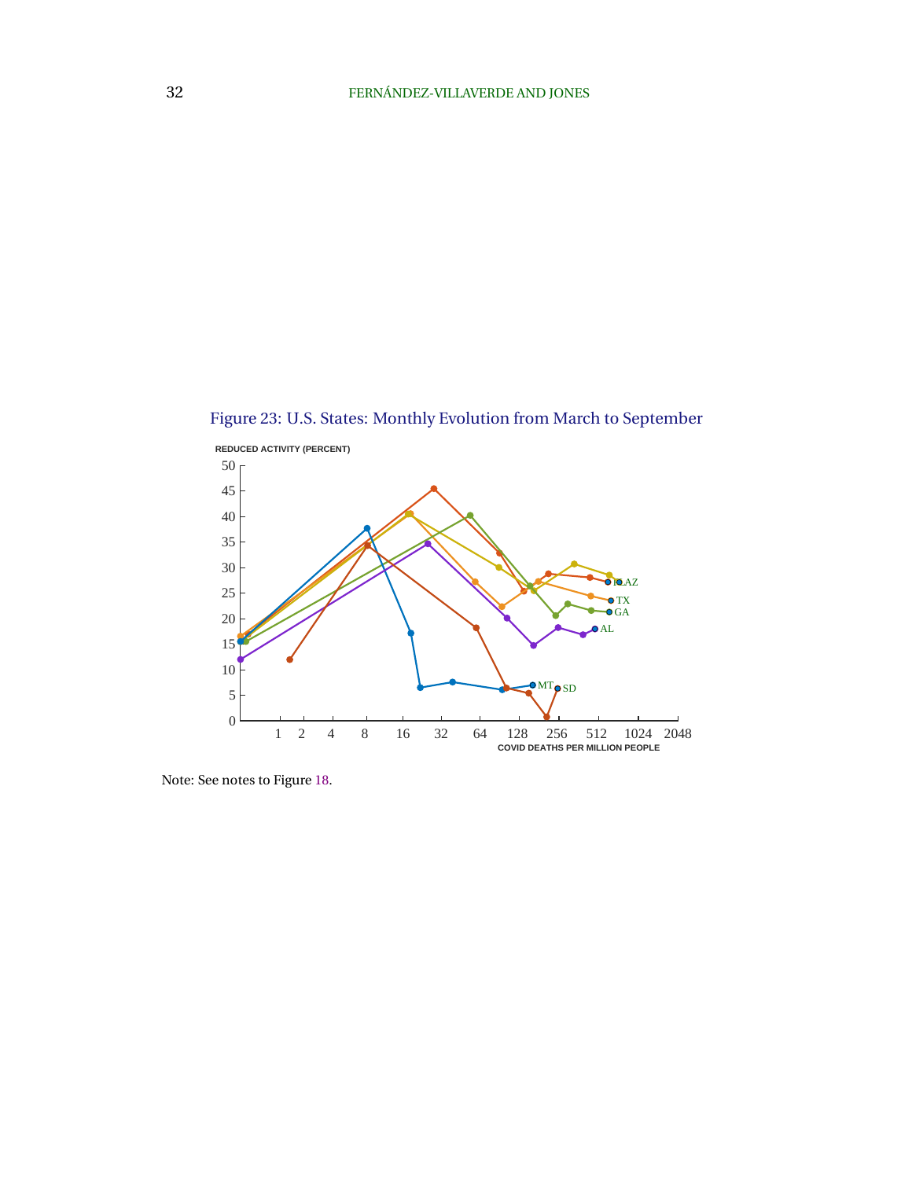Figure 23: U.S. States: Monthly Evolution from March to September

REDUCED ACTIVITY (PERCENT)

COVID DEATHS PER MILLION PEOPLE

Note: See notes to Figure 18.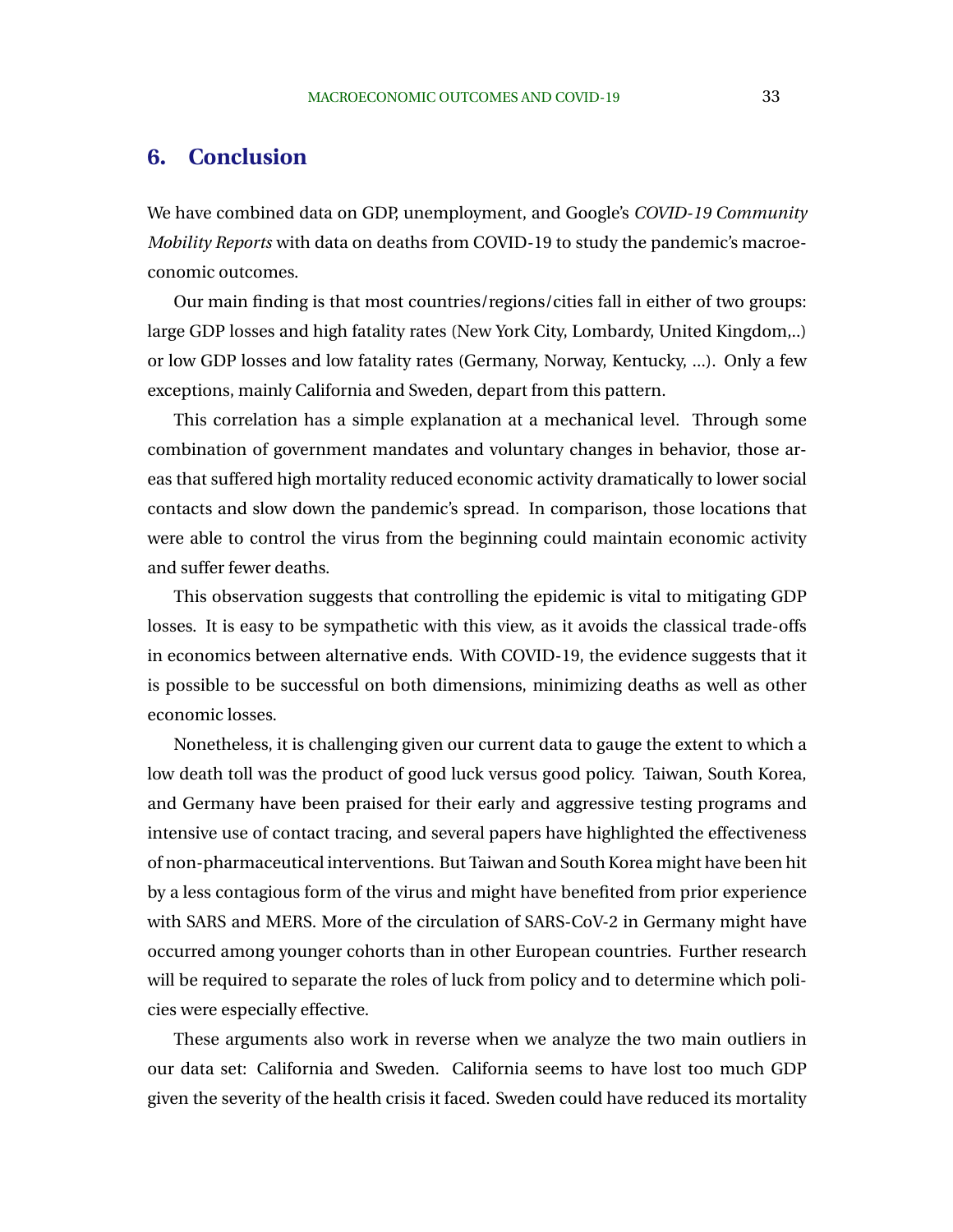## 6. Conclusion

We have combined data on GDP, unemployment, and Google's *COVID-19 Community Mobility Reports* with data on deaths from COVID-19 to study the pandemic's macroeconomic outcomes.

Our main finding is that most countries/regions/cities fall in either of two groups: large GDP losses and high fatality rates (New York City, Lombardy, United Kingdom,..) or low GDP losses and low fatality rates (Germany, Norway, Kentucky, ...). Only a few exceptions, mainly California and Sweden, depart from this pattern.

This correlation has a simple explanation at a mechanical level. Through some combination of government mandates and voluntary changes in behavior, those areas that suffered high mortality reduced economic activity dramatically to lower social contacts and slow down the pandemic's spread. In comparison, those locations that were able to control the virus from the beginning could maintain economic activity and suffer fewer deaths.

This observation suggests that controlling the epidemic is vital to mitigating GDP losses. It is easy to be sympathetic with this view, as it avoids the classical trade-offs in economics between alternative ends. With COVID-19, the evidence suggests that it is possible to be successful on both dimensions, minimizing deaths as well as other economic losses.

Nonetheless, it is challenging given our current data to gauge the extent to which a low death toll was the product of good luck versus good policy. Taiwan, South Korea, and Germany have been praised for their early and aggressive testing programs and intensive use of contact tracing, and several papers have highlighted the effectiveness of non-pharmaceutical interventions. But Taiwan and South Korea might have been hit by a less contagious form of the virus and might have benefited from prior experience with SARS and MERS. More of the circulation of SARS-CoV-2 in Germany might have occurred among younger cohorts than in other European countries. Further research will be required to separate the roles of luck from policy and to determine which policies were especially effective.

These arguments also work in reverse when we analyze the two main outliers in our data set: California and Sweden. California seems to have lost too much GDP given the severity of the health crisis it faced. Sweden could have reduced its mortality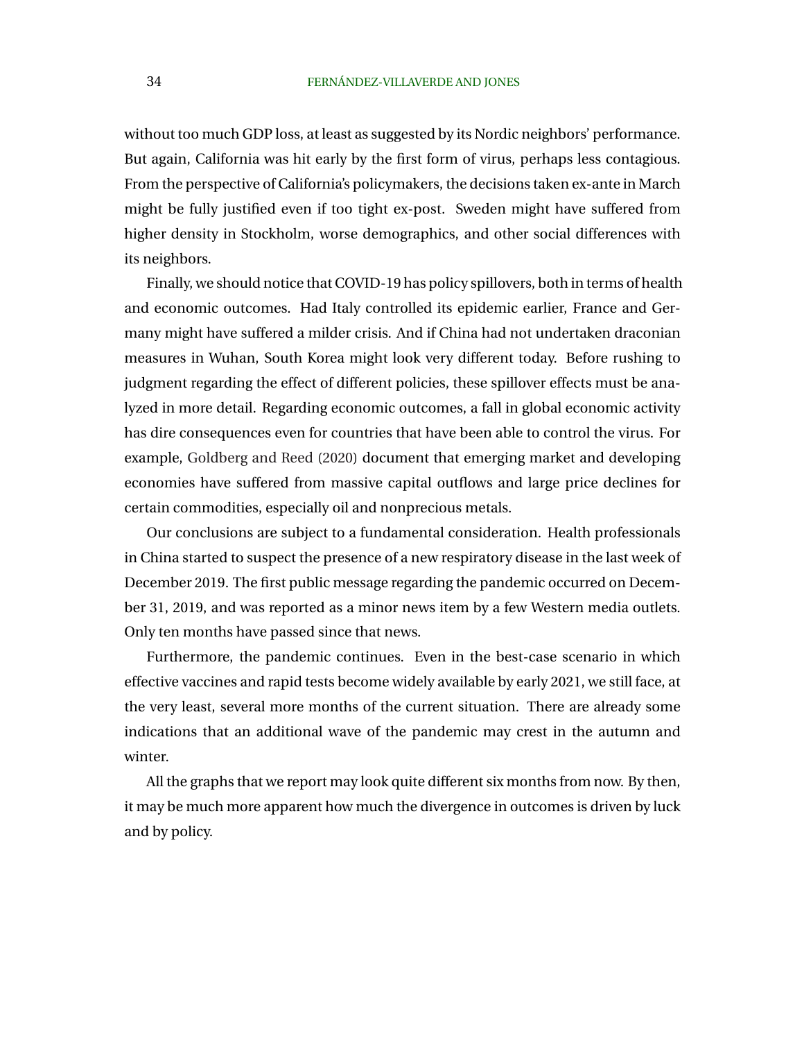without too much GDP loss, at least as suggested by its Nordic neighbors' performance. But again, California was hit early by the first form of virus, perhaps less contagious. From the perspective of California's policymakers, the decisions taken ex-ante in March might be fully justified even if too tight ex-post. Sweden might have suffered from higher density in Stockholm, worse demographics, and other social differences with its neighbors.

Finally, we should notice that COVID-19 has policy spillovers, both in terms of health and economic outcomes. Had Italy controlled its epidemic earlier, France and Germany might have suffered a milder crisis. And if China had not undertaken draconian measures in Wuhan, South Korea might look very different today. Before rushing to judgment regarding the effect of different policies, these spillover effects must be analyzed in more detail. Regarding economic outcomes, a fall in global economic activity has dire consequences even for countries that have been able to control the virus. For example, Goldberg and Reed (2020) document that emerging market and developing economies have suffered from massive capital outflows and large price declines for certain commodities, especially oil and nonprecious metals.

Our conclusions are subject to a fundamental consideration. Health professionals in China started to suspect the presence of a new respiratory disease in the last week of December 2019. The first public message regarding the pandemic occurred on December 31, 2019, and was reported as a minor news item by a few Western media outlets. Only ten months have passed since that news.

Furthermore, the pandemic continues. Even in the best-case scenario in which effective vaccines and rapid tests become widely available by early 2021, we still face, at the very least, several more months of the current situation. There are already some indications that an additional wave of the pandemic may crest in the autumn and winter.

All the graphs that we report may look quite different six months from now. By then, it may be much more apparent how much the divergence in outcomes is driven by luck and by policy.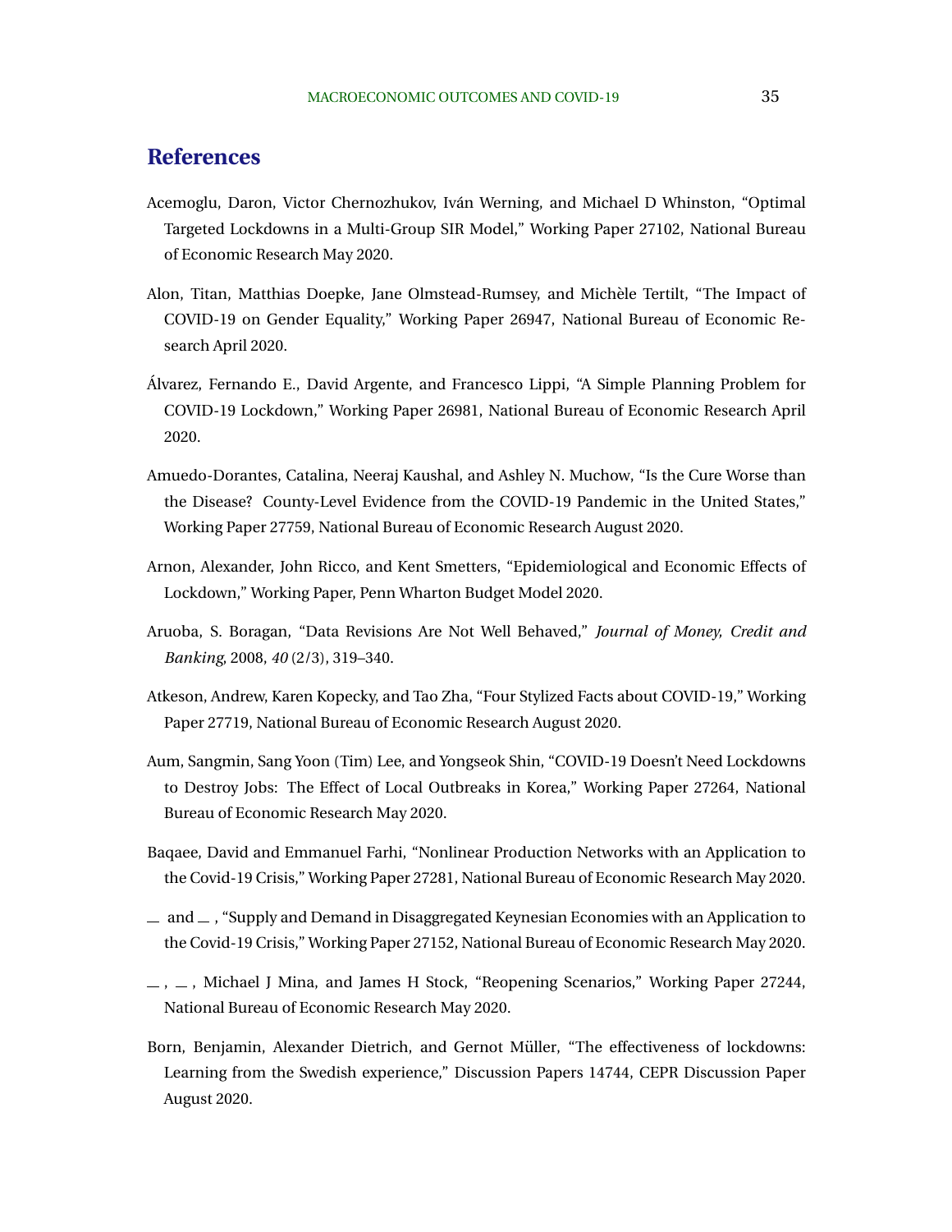# References

Acemoglu, Daron, Victor Chernozhukov, Iván Werning, and Michael D Whinston, "Optimal Targeted Lockdowns in a Multi-Group SIR Model," Working Paper 27102, National Bureau of Economic Research May 2020.

Alon, Titan, Matthias Doepke, Jane Olmstead-Rumsey, and Michèle Tertilt, "The Impact of COVID-19 on Gender Equality," Working Paper 26947, National Bureau of Economic Research April 2020.

Álvarez, Fernando E., David Argente, and Francesco Lippi, "A Simple Planning Problem for COVID-19 Lockdown," Working Paper 26981, National Bureau of Economic Research April 2020.

Amuedo-Dorantes, Catalina, Neeraj Kaushal, and Ashley N. Muchow, "Is the Cure Worse than the Disease? County-Level Evidence from the COVID-19 Pandemic in the United States," Working Paper 27759, National Bureau of Economic Research August 2020.

Arnon, Alexander, John Ricco, and Kent Smetters, "Epidemiological and Economic Effects of Lockdown," Working Paper, Penn Wharton Budget Model 2020.

Aruoba, S. Boragan, "Data Revisions Are Not Well Behaved," *Journal of Money, Credit and Banking*, 2008, *40* (2/3), 319–340.

Atkeson, Andrew, Karen Kopecky, and Tao Zha, "Four Stylized Facts about COVID-19," Working Paper 27719, National Bureau of Economic Research August 2020.

Aum, Sangmin, Sang Yoon (Tim) Lee, and Yongseok Shin, "COVID-19 Doesn't Need Lockdowns to Destroy Jobs: The Effect of Local Outbreaks in Korea," Working Paper 27264, National Bureau of Economic Research May 2020.

Baqaee, David and Emmanuel Farhi, "Nonlinear Production Networks with an Application to the Covid-19 Crisis," Working Paper 27281, National Bureau of Economic Research May 2020.

\_ and \_ , "Supply and Demand in Disaggregated Keynesian Economies with an Application to the Covid-19 Crisis," Working Paper 27152, National Bureau of Economic Research May 2020.

\_ , \_ , Michael J Mina, and James H Stock, "Reopening Scenarios," Working Paper 27244, National Bureau of Economic Research May 2020.

Born, Benjamin, Alexander Dietrich, and Gernot Müller, "The effectiveness of lockdowns: Learning from the Swedish experience," Discussion Papers 14744, CEPR Discussion Paper August 2020.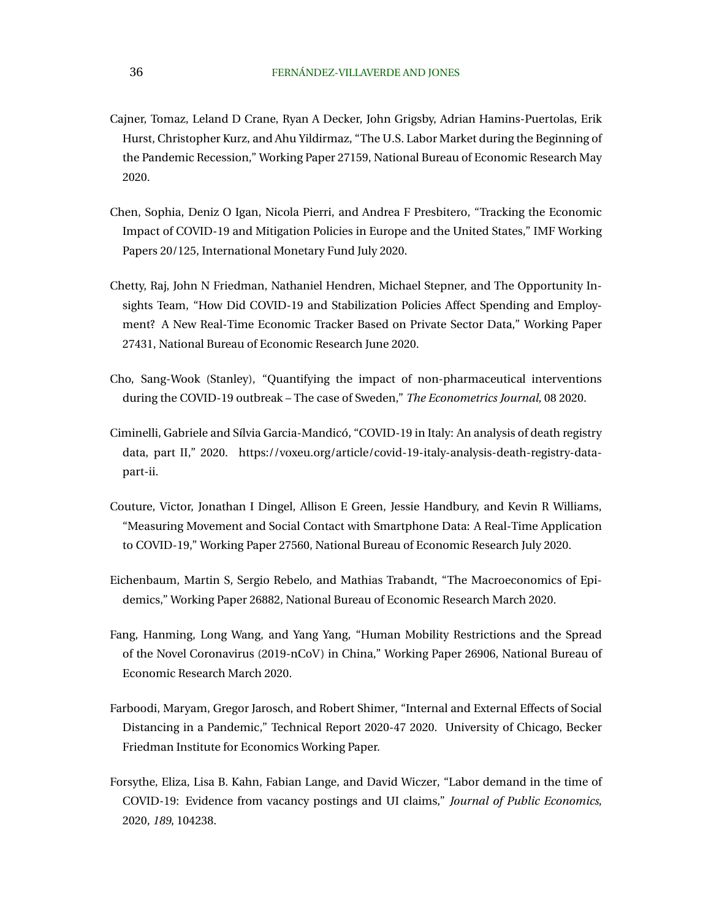Cajner, Tomaz, Leland D Crane, Ryan A Decker, John Grigsby, Adrian Hamins-Puertolas, Erik Hurst, Christopher Kurz, and Ahu Yildirmaz, "The U.S. Labor Market during the Beginning of the Pandemic Recession," Working Paper 27159, National Bureau of Economic Research May 2020.

Chen, Sophia, Deniz O Igan, Nicola Pierri, and Andrea F Presbitero, "Tracking the Economic Impact of COVID-19 and Mitigation Policies in Europe and the United States," IMF Working Papers 20/125, International Monetary Fund July 2020.

Chetty, Raj, John N Friedman, Nathaniel Hendren, Michael Stepner, and The Opportunity Insights Team, "How Did COVID-19 and Stabilization Policies Affect Spending and Employment? A New Real-Time Economic Tracker Based on Private Sector Data," Working Paper 27431, National Bureau of Economic Research June 2020.

Cho, Sang-Wook (Stanley), "Quantifying the impact of non-pharmaceutical interventions during the COVID-19 outbreak – The case of Sweden," *The Econometrics Journal*, 08 2020.

Ciminelli, Gabriele and Sílvia Garcia-Mandicó, "COVID-19 in Italy: An analysis of death registry data, part II," 2020. https://voxeu.org/article/covid-19-italy-analysis-death-registry-data-part-ii.

Couture, Victor, Jonathan I Dingel, Allison E Green, Jessie Handbury, and Kevin R Williams, "Measuring Movement and Social Contact with Smartphone Data: A Real-Time Application to COVID-19," Working Paper 27560, National Bureau of Economic Research July 2020.

Eichenbaum, Martin S, Sergio Rebelo, and Mathias Trabandt, "The Macroeconomics of Epidemics," Working Paper 26882, National Bureau of Economic Research March 2020.

Fang, Hanming, Long Wang, and Yang Yang, "Human Mobility Restrictions and the Spread of the Novel Coronavirus (2019-nCoV) in China," Working Paper 26906, National Bureau of Economic Research March 2020.

Farboodi, Maryam, Gregor Jarosch, and Robert Shimer, "Internal and External Effects of Social Distancing in a Pandemic," Technical Report 2020-47 2020. University of Chicago, Becker Friedman Institute for Economics Working Paper.

Forsythe, Eliza, Lisa B. Kahn, Fabian Lange, and David Wiczer, "Labor demand in the time of COVID-19: Evidence from vacancy postings and UI claims," *Journal of Public Economics*, 2020, *189*, 104238.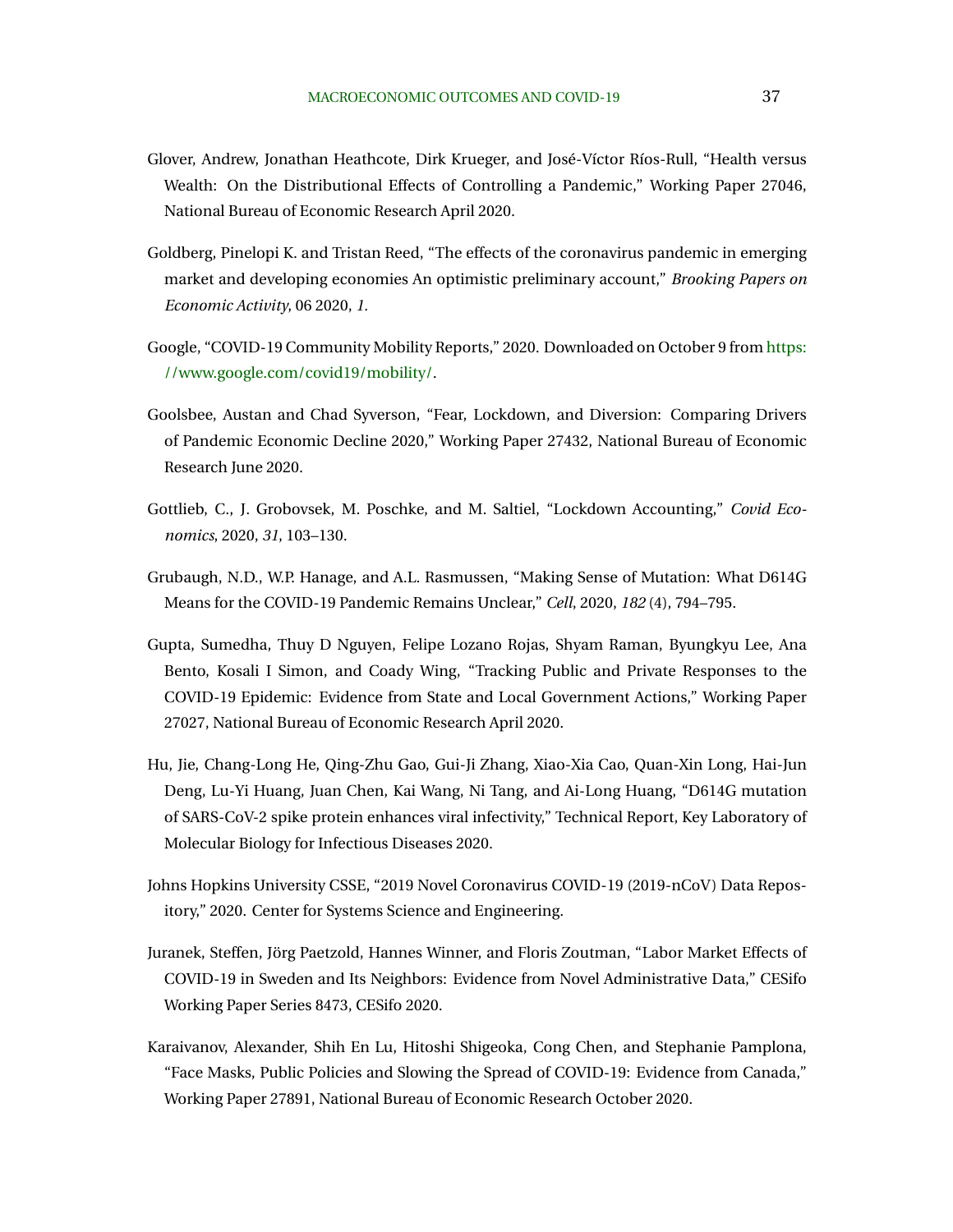Glover, Andrew, Jonathan Heathcote, Dirk Krueger, and José-Víctor Ríos-Rull, "Health versus Wealth: On the Distributional Effects of Controlling a Pandemic," Working Paper 27046, National Bureau of Economic Research April 2020.

Goldberg, Pinelopi K. and Tristan Reed, "The effects of the coronavirus pandemic in emerging market and developing economies An optimistic preliminary account," *Brooking Papers on Economic Activity*, 06 2020, *1*.

Google, "COVID-19 Community Mobility Reports," 2020. Downloaded on October 9 from https://www.google.com/covid19/mobility/.

Goolsbee, Austan and Chad Syverson, "Fear, Lockdown, and Diversion: Comparing Drivers of Pandemic Economic Decline 2020," Working Paper 27432, National Bureau of Economic Research June 2020.

Gottlieb, C., J. Grobovsek, M. Poschke, and M. Saltiel, "Lockdown Accounting," *Covid Economics*, 2020, *31*, 103–130.

Grubaugh, N.D., W.P. Hanage, and A.L. Rasmussen, "Making Sense of Mutation: What D614G Means for the COVID-19 Pandemic Remains Unclear," *Cell*, 2020, *182* (4), 794–795.

Gupta, Sumedha, Thuy D Nguyen, Felipe Lozano Rojas, Shyam Raman, Byungkyu Lee, Ana Bento, Kosali I Simon, and Coady Wing, "Tracking Public and Private Responses to the COVID-19 Epidemic: Evidence from State and Local Government Actions," Working Paper 27027, National Bureau of Economic Research April 2020.

Hu, Jie, Chang-Long He, Qing-Zhu Gao, Gui-Ji Zhang, Xiao-Xia Cao, Quan-Xin Long, Hai-Jun Deng, Lu-Yi Huang, Juan Chen, Kai Wang, Ni Tang, and Ai-Long Huang, "D614G mutation of SARS-CoV-2 spike protein enhances viral infectivity," Technical Report, Key Laboratory of Molecular Biology for Infectious Diseases 2020.

Johns Hopkins University CSSE, "2019 Novel Coronavirus COVID-19 (2019-nCoV) Data Repository," 2020. Center for Systems Science and Engineering.

Juranek, Steffen, Jörg Paetzold, Hannes Winner, and Floris Zoutman, "Labor Market Effects of COVID-19 in Sweden and Its Neighbors: Evidence from Novel Administrative Data," CESifo Working Paper Series 8473, CESifo 2020.

Karaivanov, Alexander, Shih En Lu, Hitoshi Shigeoka, Cong Chen, and Stephanie Pamplona, "Face Masks, Public Policies and Slowing the Spread of COVID-19: Evidence from Canada," Working Paper 27891, National Bureau of Economic Research October 2020.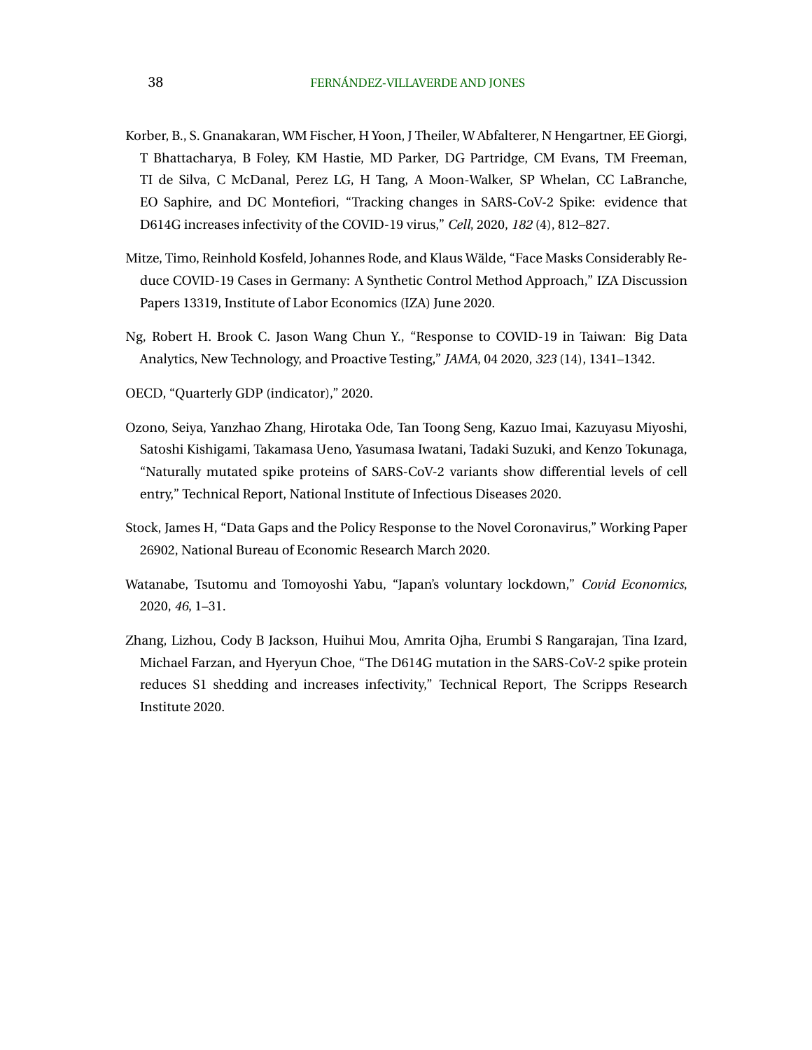Korber, B., S. Gnanakaran, WM Fischer, H Yoon, J Theiler, W Abfalterer, N Hengartner, EE Giorgi, T Bhattacharya, B Foley, KM Hastie, MD Parker, DG Partridge, CM Evans, TM Freeman, TI de Silva, C McDanal, Perez LG, H Tang, A Moon-Walker, SP Whelan, CC LaBranche, EO Saphire, and DC Montefiori, "Tracking changes in SARS-CoV-2 Spike: evidence that D614G increases infectivity of the COVID-19 virus," *Cell*, 2020, *182* (4), 812–827.

Mitze, Timo, Reinhold Kosfeld, Johannes Rode, and Klaus Wälde, "Face Masks Considerably Reduce COVID-19 Cases in Germany: A Synthetic Control Method Approach," IZA Discussion Papers 13319, Institute of Labor Economics (IZA) June 2020.

Ng, Robert H. Brook C. Jason Wang Chun Y., "Response to COVID-19 in Taiwan: Big Data Analytics, New Technology, and Proactive Testing," *JAMA*, 04 2020, *323* (14), 1341–1342.

OECD, "Quarterly GDP (indicator)," 2020.

Ozono, Seiya, Yanzhao Zhang, Hirotaka Ode, Tan Toong Seng, Kazuo Imai, Kazuyasu Miyoshi, Satoshi Kishigami, Takamasa Ueno, Yasumasa Iwatani, Tadaki Suzuki, and Kenzo Tokunaga, "Naturally mutated spike proteins of SARS-CoV-2 variants show differential levels of cell entry," Technical Report, National Institute of Infectious Diseases 2020.

Stock, James H, "Data Gaps and the Policy Response to the Novel Coronavirus," Working Paper 26902, National Bureau of Economic Research March 2020.

Watanabe, Tsutomu and Tomoyoshi Yabu, "Japan's voluntary lockdown," *Covid Economics*, 2020, *46*, 1–31.

Zhang, Lizhou, Cody B Jackson, Huihui Mou, Amrita Ojha, Erumbi S Rangarajan, Tina Izard, Michael Farzan, and Hyeryun Choe, "The D614G mutation in the SARS-CoV-2 spike protein reduces S1 shedding and increases infectivity," Technical Report, The Scripps Research Institute 2020.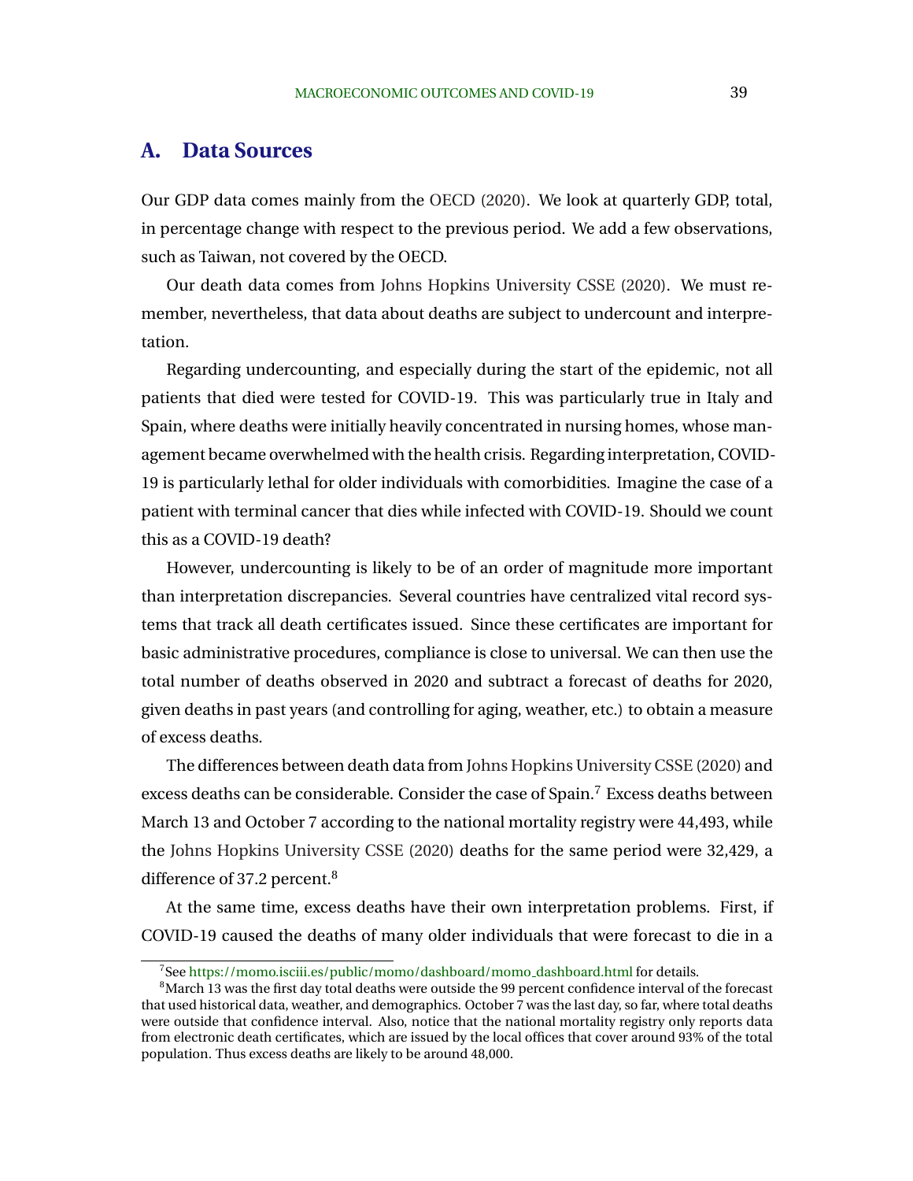## A. Data Sources

Our GDP data comes mainly from the OECD (2020). We look at quarterly GDP, total, in percentage change with respect to the previous period. We add a few observations, such as Taiwan, not covered by the OECD.

Our death data comes from Johns Hopkins University CSSE (2020). We must remember, nevertheless, that data about deaths are subject to undercount and interpretation.

Regarding undercounting, and especially during the start of the epidemic, not all patients that died were tested for COVID-19. This was particularly true in Italy and Spain, where deaths were initially heavily concentrated in nursing homes, whose management became overwhelmed with the health crisis. Regarding interpretation, COVID-19 is particularly lethal for older individuals with comorbidities. Imagine the case of a patient with terminal cancer that dies while infected with COVID-19. Should we count this as a COVID-19 death?

However, undercounting is likely to be of an order of magnitude more important than interpretation discrepancies. Several countries have centralized vital record systems that track all death certificates issued. Since these certificates are important for basic administrative procedures, compliance is close to universal. We can then use the total number of deaths observed in 2020 and subtract a forecast of deaths for 2020, given deaths in past years (and controlling for aging, weather, etc.) to obtain a measure of excess deaths.

The differences between death data from Johns Hopkins University CSSE (2020) and excess deaths can be considerable. Consider the case of Spain.[7] Excess deaths between March 13 and October 7 according to the national mortality registry were 44,493, while the Johns Hopkins University CSSE (2020) deaths for the same period were 32,429, a difference of 37.2 percent.[8]

At the same time, excess deaths have their own interpretation problems. First, if COVID-19 caused the deaths of many older individuals that were forecast to die in a

[7] See https://momo.isciii.es/public/momo/dashboard/momo_dashboard.html for details.

[8] March 13 was the first day total deaths were outside the 99 percent confidence interval of the forecast that used historical data, weather, and demographics. October 7 was the last day, so far, where total deaths were outside that confidence interval. Also, notice that the national mortality registry only reports data from electronic death certificates, which are issued by the local offices that cover around 93% of the total population. Thus excess deaths are likely to be around 48,000.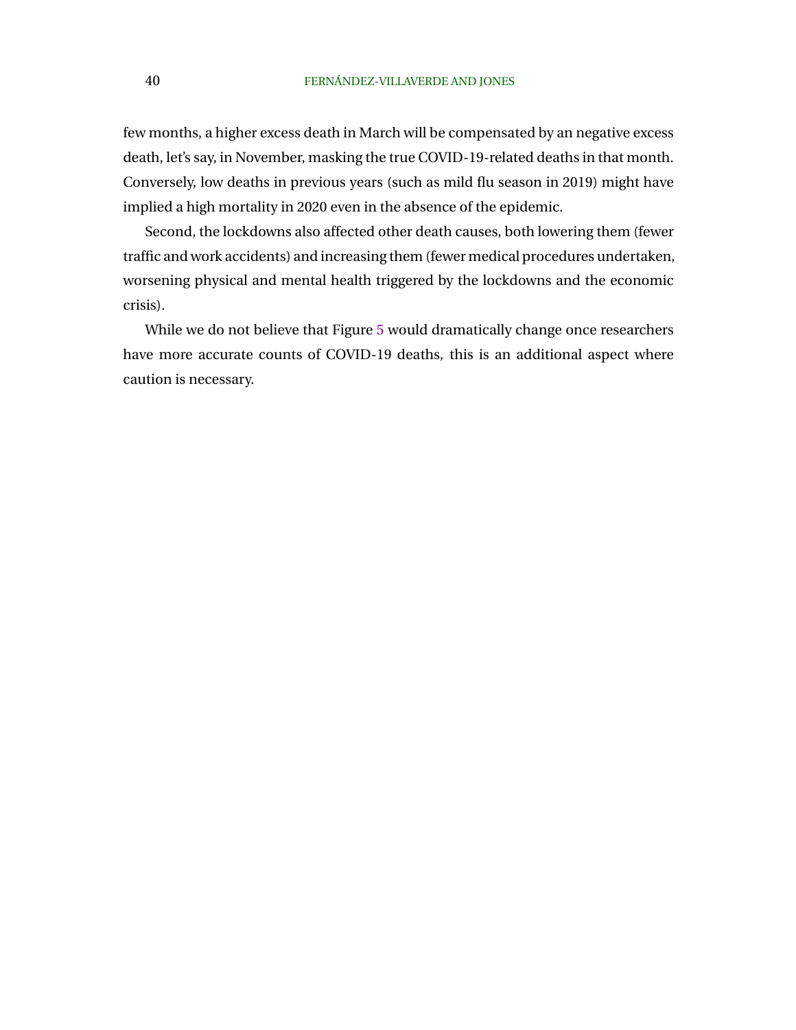few months, a higher excess death in March will be compensated by an negative excess death, let's say, in November, masking the true COVID-19-related deaths in that month. Conversely, low deaths in previous years (such as mild flu season in 2019) might have implied a high mortality in 2020 even in the absence of the epidemic.

Second, the lockdowns also affected other death causes, both lowering them (fewer traffic and work accidents) and increasing them (fewer medical procedures undertaken, worsening physical and mental health triggered by the lockdowns and the economic crisis).

While we do not believe that Figure 5 would dramatically change once researchers have more accurate counts of COVID-19 deaths, this is an additional aspect where caution is necessary.